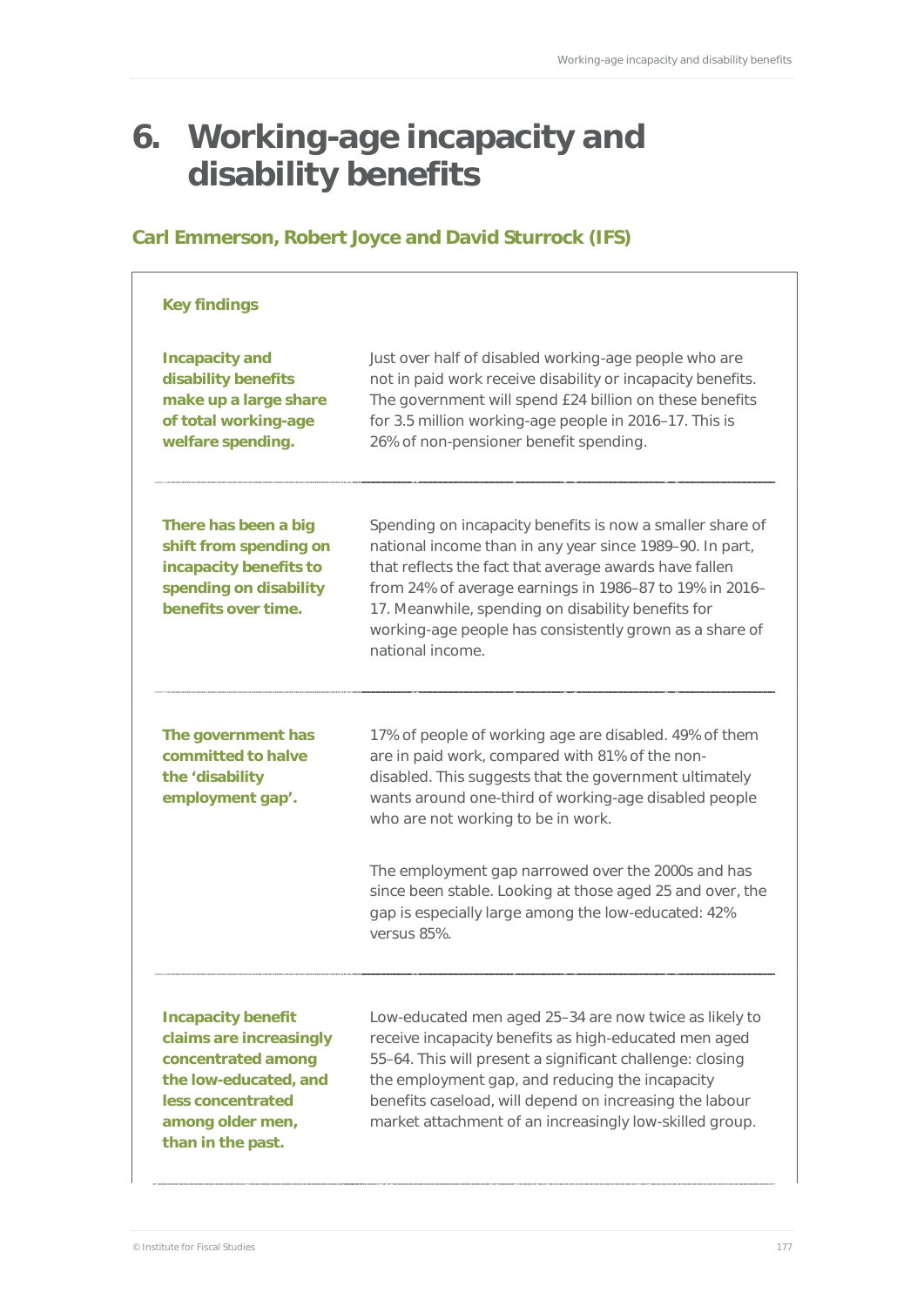# 6. Working-age incapacity and disability benefits

## Carl Emmerson, Robert Joyce and David Sturrock (IFS)

### Key findings

| | |
|---|---|
| **Incapacity and disability benefits make up a large share of total working-age welfare spending.** | Just over half of disabled working-age people who are not in paid work receive disability or incapacity benefits. The government will spend £24 billion on these benefits for 3.5 million working-age people in 2016–17. This is 26% of non-pensioner benefit spending. |
| **There has been a big shift from spending on incapacity benefits to spending on disability benefits over time.** | Spending on incapacity benefits is now a smaller share of national income than in any year since 1989–90. In part, that reflects the fact that average awards have fallen from 24% of average earnings in 1986–87 to 19% in 2016–17. Meanwhile, spending on disability benefits for working-age people has consistently grown as a share of national income. |
| **The government has committed to halve the 'disability employment gap'.** | 17% of people of working age are disabled. 49% of them are in paid work, compared with 81% of the non-disabled. This suggests that the government ultimately wants around one-third of working-age disabled people who are not working to be in work.<br><br>The employment gap narrowed over the 2000s and has since been stable. Looking at those aged 25 and over, the gap is especially large among the low-educated: 42% versus 85%. |
| **Incapacity benefit claims are increasingly concentrated among the low-educated, and less concentrated among older men, than in the past.** | Low-educated men aged 25–34 are now twice as likely to receive incapacity benefits as high-educated men aged 55–64. This will present a significant challenge: closing the employment gap, and reducing the incapacity benefits caseload, will depend on increasing the labour market attachment of an increasingly low-skilled group. |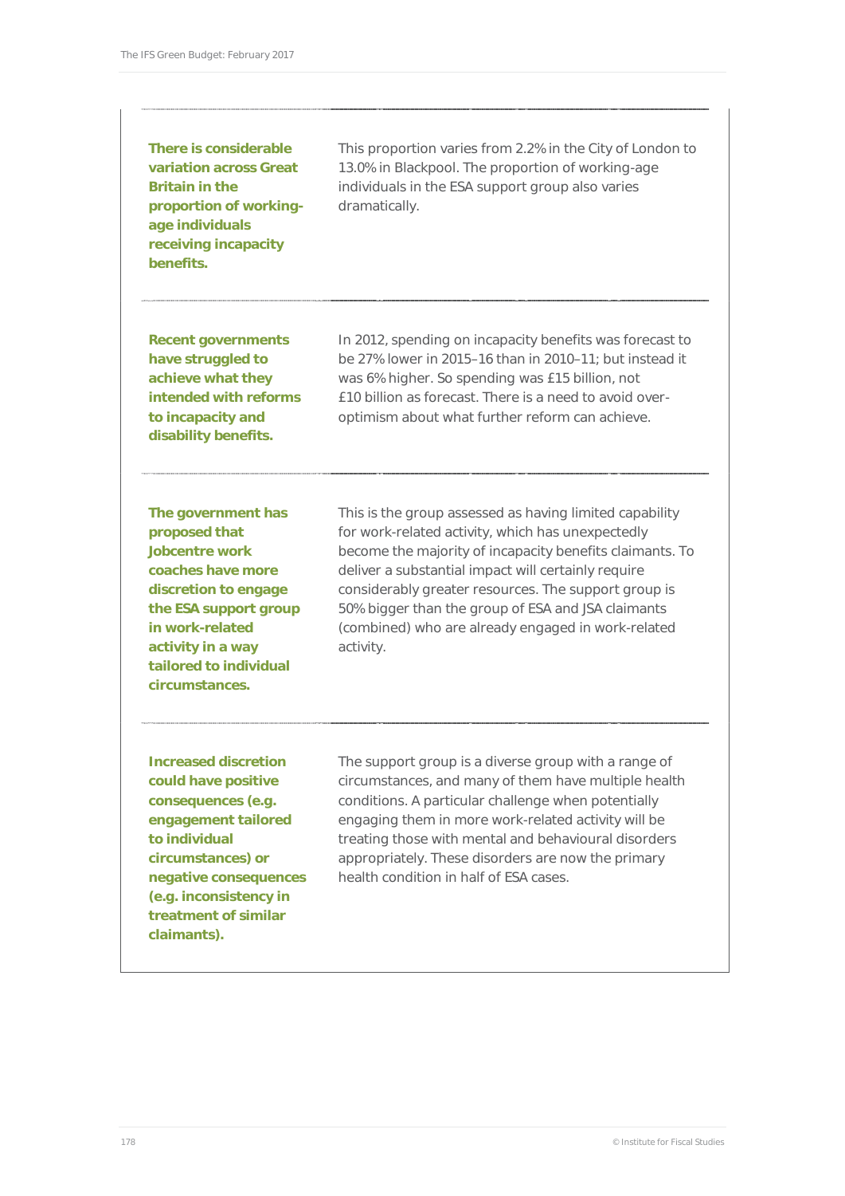**There is considerable variation across Great Britain in the proportion of working-age individuals receiving incapacity benefits.**

This proportion varies from 2.2% in the City of London to 13.0% in Blackpool. The proportion of working-age individuals in the ESA support group also varies dramatically.

**Recent governments have struggled to achieve what they intended with reforms to incapacity and disability benefits.**

In 2012, spending on incapacity benefits was forecast to be 27% lower in 2015–16 than in 2010–11; but instead it was 6% higher. So spending was £15 billion, not £10 billion as forecast. There is a need to avoid over-optimism about what further reform can achieve.

**The government has proposed that Jobcentre work coaches have more discretion to engage the ESA support group in work-related activity in a way tailored to individual circumstances.**

This is the group assessed as having limited capability for work-related activity, which has unexpectedly become the majority of incapacity benefits claimants. To deliver a substantial impact will certainly require considerably greater resources. The support group is 50% bigger than the group of ESA and JSA claimants (combined) who are already engaged in work-related activity.

**Increased discretion could have positive consequences (e.g. engagement tailored to individual circumstances) or negative consequences (e.g. inconsistency in treatment of similar claimants).**

The support group is a diverse group with a range of circumstances, and many of them have multiple health conditions. A particular challenge when potentially engaging them in more work-related activity will be treating those with mental and behavioural disorders appropriately. These disorders are now the primary health condition in half of ESA cases.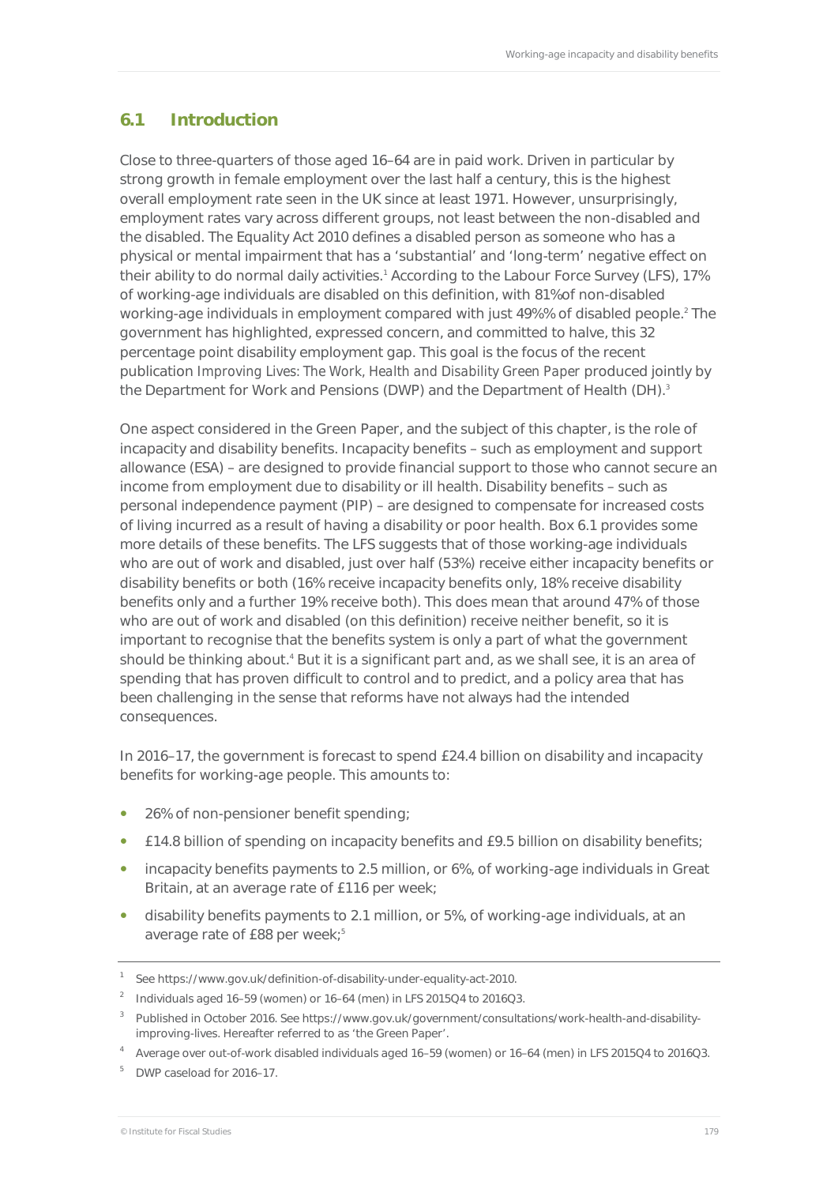## 6.1 Introduction

Close to three-quarters of those aged 16–64 are in paid work. Driven in particular by strong growth in female employment over the last half a century, this is the highest overall employment rate seen in the UK since at least 1971. However, unsurprisingly, employment rates vary across different groups, not least between the non-disabled and the disabled. The Equality Act 2010 defines a disabled person as someone who has a physical or mental impairment that has a 'substantial' and 'long-term' negative effect on their ability to do normal daily activities.[1] According to the Labour Force Survey (LFS), 17% of working-age individuals are disabled on this definition, with 81%of non-disabled working-age individuals in employment compared with just 49%% of disabled people.[2] The government has highlighted, expressed concern, and committed to halve, this 32 percentage point disability employment gap. This goal is the focus of the recent publication *Improving Lives: The Work, Health and Disability Green Paper* produced jointly by the Department for Work and Pensions (DWP) and the Department of Health (DH).[3]

One aspect considered in the Green Paper, and the subject of this chapter, is the role of incapacity and disability benefits. Incapacity benefits – such as employment and support allowance (ESA) – are designed to provide financial support to those who cannot secure an income from employment due to disability or ill health. Disability benefits – such as personal independence payment (PIP) – are designed to compensate for increased costs of living incurred as a result of having a disability or poor health. Box 6.1 provides some more details of these benefits. The LFS suggests that of those working-age individuals who are out of work and disabled, just over half (53%) receive either incapacity benefits or disability benefits or both (16% receive incapacity benefits only, 18% receive disability benefits only and a further 19% receive both). This does mean that around 47% of those who are out of work and disabled (on this definition) receive neither benefit, so it is important to recognise that the benefits system is only a part of what the government should be thinking about.[4] But it is a significant part and, as we shall see, it is an area of spending that has proven difficult to control and to predict, and a policy area that has been challenging in the sense that reforms have not always had the intended consequences.

In 2016–17, the government is forecast to spend £24.4 billion on disability and incapacity benefits for working-age people. This amounts to:

- 26% of non-pensioner benefit spending;
- £14.8 billion of spending on incapacity benefits and £9.5 billion on disability benefits;
- incapacity benefits payments to 2.5 million, or 6%, of working-age individuals in Great Britain, at an average rate of £116 per week;
- disability benefits payments to 2.1 million, or 5%, of working-age individuals, at an average rate of £88 per week;[5]

---

[1] See https://www.gov.uk/definition-of-disability-under-equality-act-2010.

[2] Individuals aged 16–59 (women) or 16–64 (men) in LFS 2015Q4 to 2016Q3.

[3] Published in October 2016. See https://www.gov.uk/government/consultations/work-health-and-disability-improving-lives. Hereafter referred to as 'the Green Paper'.

[4] Average over out-of-work disabled individuals aged 16–59 (women) or 16–64 (men) in LFS 2015Q4 to 2016Q3.

[5] DWP caseload for 2016–17.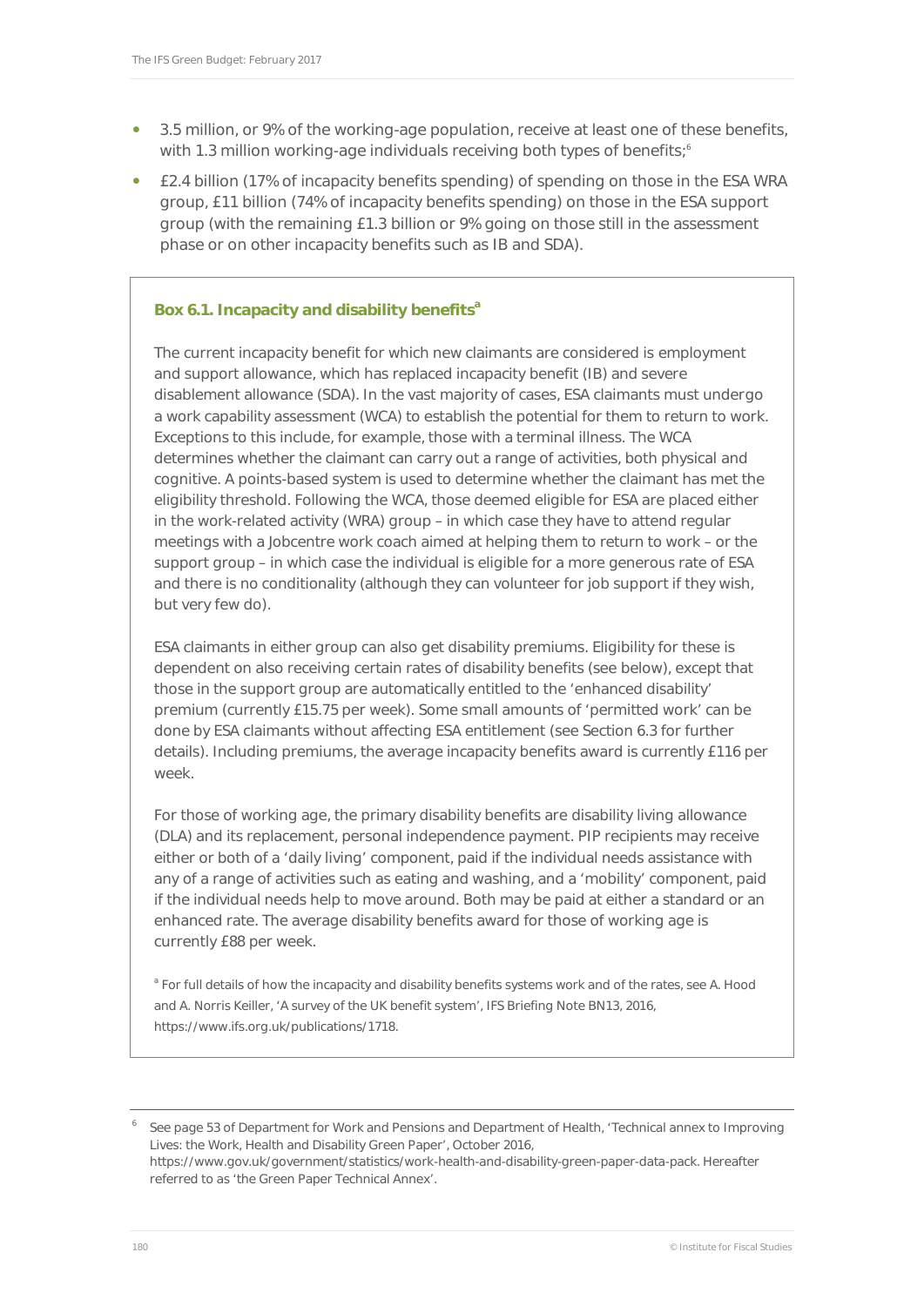- 3.5 million, or 9% of the working-age population, receive at least one of these benefits, with 1.3 million working-age individuals receiving both types of benefits;[6]
- £2.4 billion (17% of incapacity benefits spending) of spending on those in the ESA WRA group, £11 billion (74% of incapacity benefits spending) on those in the ESA support group (with the remaining £1.3 billion or 9% going on those still in the assessment phase or on other incapacity benefits such as IB and SDA).

**Box 6.1. Incapacity and disability benefits[a]**

The current incapacity benefit for which new claimants are considered is employment and support allowance, which has replaced incapacity benefit (IB) and severe disablement allowance (SDA). In the vast majority of cases, ESA claimants must undergo a work capability assessment (WCA) to establish the potential for them to return to work. Exceptions to this include, for example, those with a terminal illness. The WCA determines whether the claimant can carry out a range of activities, both physical and cognitive. A points-based system is used to determine whether the claimant has met the eligibility threshold. Following the WCA, those deemed eligible for ESA are placed either in the work-related activity (WRA) group – in which case they have to attend regular meetings with a Jobcentre work coach aimed at helping them to return to work – or the support group – in which case the individual is eligible for a more generous rate of ESA and there is no conditionality (although they can volunteer for job support if they wish, but very few do).

ESA claimants in either group can also get disability premiums. Eligibility for these is dependent on also receiving certain rates of disability benefits (see below), except that those in the support group are automatically entitled to the 'enhanced disability' premium (currently £15.75 per week). Some small amounts of 'permitted work' can be done by ESA claimants without affecting ESA entitlement (see Section 6.3 for further details). Including premiums, the average incapacity benefits award is currently £116 per week.

For those of working age, the primary disability benefits are disability living allowance (DLA) and its replacement, personal independence payment. PIP recipients may receive either or both of a 'daily living' component, paid if the individual needs assistance with any of a range of activities such as eating and washing, and a 'mobility' component, paid if the individual needs help to move around. Both may be paid at either a standard or an enhanced rate. The average disability benefits award for those of working age is currently £88 per week.

[a] For full details of how the incapacity and disability benefits systems work and of the rates, see A. Hood and A. Norris Keiller, 'A survey of the UK benefit system', IFS Briefing Note BN13, 2016, https://www.ifs.org.uk/publications/1718.

---

[6] See page 53 of Department for Work and Pensions and Department of Health, 'Technical annex to Improving Lives: the Work, Health and Disability Green Paper', October 2016, https://www.gov.uk/government/statistics/work-health-and-disability-green-paper-data-pack. Hereafter referred to as 'the Green Paper Technical Annex'.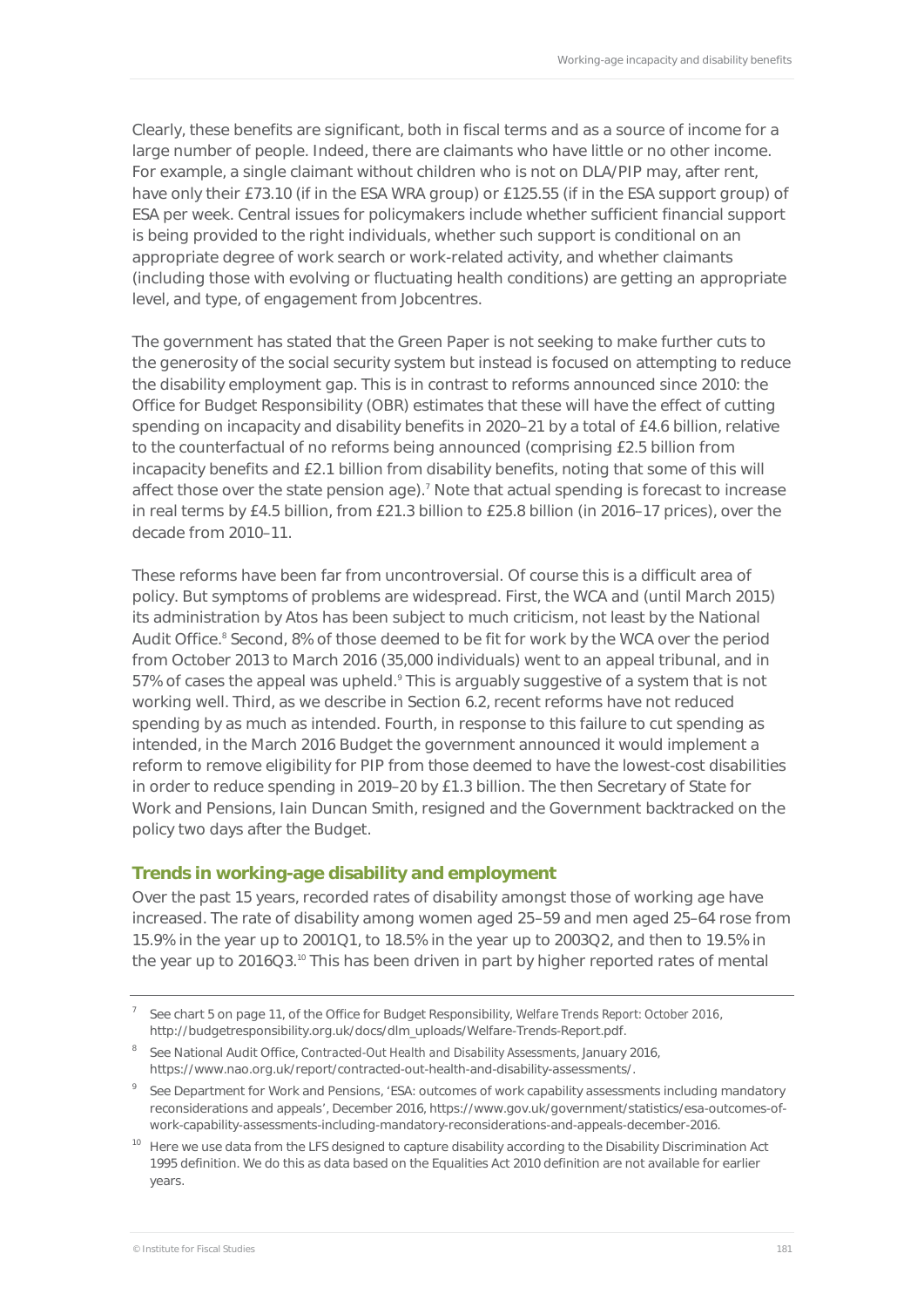Clearly, these benefits are significant, both in fiscal terms and as a source of income for a large number of people. Indeed, there are claimants who have little or no other income. For example, a single claimant without children who is not on DLA/PIP may, after rent, have only their £73.10 (if in the ESA WRA group) or £125.55 (if in the ESA support group) of ESA per week. Central issues for policymakers include whether sufficient financial support is being provided to the right individuals, whether such support is conditional on an appropriate degree of work search or work-related activity, and whether claimants (including those with evolving or fluctuating health conditions) are getting an appropriate level, and type, of engagement from Jobcentres.

The government has stated that the Green Paper is not seeking to make further cuts to the generosity of the social security system but instead is focused on attempting to reduce the disability employment gap. This is in contrast to reforms announced since 2010: the Office for Budget Responsibility (OBR) estimates that these will have the effect of cutting spending on incapacity and disability benefits in 2020–21 by a total of £4.6 billion, relative to the counterfactual of no reforms being announced (comprising £2.5 billion from incapacity benefits and £2.1 billion from disability benefits, noting that some of this will affect those over the state pension age).[7] Note that actual spending is forecast to increase in real terms by £4.5 billion, from £21.3 billion to £25.8 billion (in 2016–17 prices), over the decade from 2010–11.

These reforms have been far from uncontroversial. Of course this is a difficult area of policy. But symptoms of problems are widespread. First, the WCA and (until March 2015) its administration by Atos has been subject to much criticism, not least by the National Audit Office.[8] Second, 8% of those deemed to be fit for work by the WCA over the period from October 2013 to March 2016 (35,000 individuals) went to an appeal tribunal, and in 57% of cases the appeal was upheld.[9] This is arguably suggestive of a system that is not working well. Third, as we describe in Section 6.2, recent reforms have not reduced spending by as much as intended. Fourth, in response to this failure to cut spending as intended, in the March 2016 Budget the government announced it would implement a reform to remove eligibility for PIP from those deemed to have the lowest-cost disabilities in order to reduce spending in 2019–20 by £1.3 billion. The then Secretary of State for Work and Pensions, Iain Duncan Smith, resigned and the Government backtracked on the policy two days after the Budget.

### Trends in working-age disability and employment

Over the past 15 years, recorded rates of disability amongst those of working age have increased. The rate of disability among women aged 25–59 and men aged 25–64 rose from 15.9% in the year up to 2001Q1, to 18.5% in the year up to 2003Q2, and then to 19.5% in the year up to 2016Q3.[10] This has been driven in part by higher reported rates of mental

---

[7] See chart 5 on page 11, of the Office for Budget Responsibility, *Welfare Trends Report: October 2016*, http://budgetresponsibility.org.uk/docs/dlm_uploads/Welfare-Trends-Report.pdf.

[8] See National Audit Office, *Contracted-Out Health and Disability Assessments*, January 2016, https://www.nao.org.uk/report/contracted-out-health-and-disability-assessments/.

[9] See Department for Work and Pensions, 'ESA: outcomes of work capability assessments including mandatory reconsiderations and appeals', December 2016, https://www.gov.uk/government/statistics/esa-outcomes-of-work-capability-assessments-including-mandatory-reconsiderations-and-appeals-december-2016.

[10] Here we use data from the LFS designed to capture disability according to the Disability Discrimination Act 1995 definition. We do this as data based on the Equalities Act 2010 definition are not available for earlier years.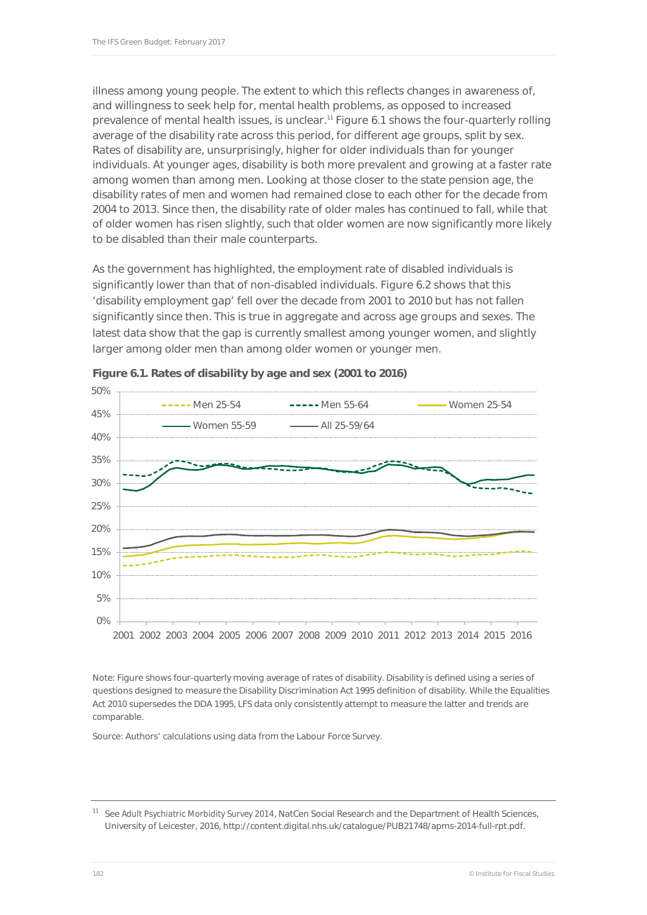illness among young people. The extent to which this reflects changes in awareness of, and willingness to seek help for, mental health problems, as opposed to increased prevalence of mental health issues, is unclear.[11] Figure 6.1 shows the four-quarterly rolling average of the disability rate across this period, for different age groups, split by sex. Rates of disability are, unsurprisingly, higher for older individuals than for younger individuals. At younger ages, disability is both more prevalent and growing at a faster rate among women than among men. Looking at those closer to the state pension age, the disability rates of men and women had remained close to each other for the decade from 2004 to 2013. Since then, the disability rate of older males has continued to fall, while that of older women has risen slightly, such that older women are now significantly more likely to be disabled than their male counterparts.

As the government has highlighted, the employment rate of disabled individuals is significantly lower than that of non-disabled individuals. Figure 6.2 shows that this 'disability employment gap' fell over the decade from 2001 to 2010 but has not fallen significantly since then. This is true in aggregate and across age groups and sexes. The latest data show that the gap is currently smallest among younger women, and slightly larger among older men than among older women or younger men.

**Figure 6.1. Rates of disability by age and sex (2001 to 2016)**

Note: Figure shows four-quarterly moving average of rates of disability. Disability is defined using a series of questions designed to measure the Disability Discrimination Act 1995 definition of disability. While the Equalities Act 2010 supersedes the DDA 1995, LFS data only consistently attempt to measure the latter and trends are comparable.

Source: Authors' calculations using data from the Labour Force Survey.

[11] See *Adult Psychiatric Morbidity Survey 2014*, NatCen Social Research and the Department of Health Sciences, University of Leicester, 2016, http://content.digital.nhs.uk/catalogue/PUB21748/apms-2014-full-rpt.pdf.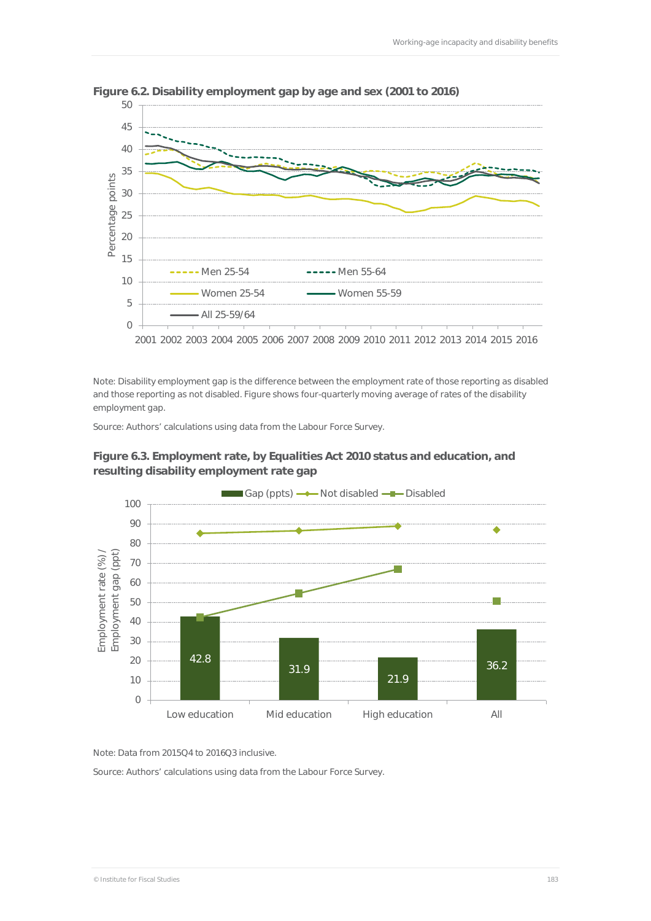**Figure 6.2. Disability employment gap by age and sex (2001 to 2016)**

Note: Disability employment gap is the difference between the employment rate of those reporting as disabled and those reporting as not disabled. Figure shows four-quarterly moving average of rates of the disability employment gap.

Source: Authors' calculations using data from the Labour Force Survey.

**Figure 6.3. Employment rate, by Equalities Act 2010 status and education, and resulting disability employment rate gap**

Note: Data from 2015Q4 to 2016Q3 inclusive.

Source: Authors' calculations using data from the Labour Force Survey.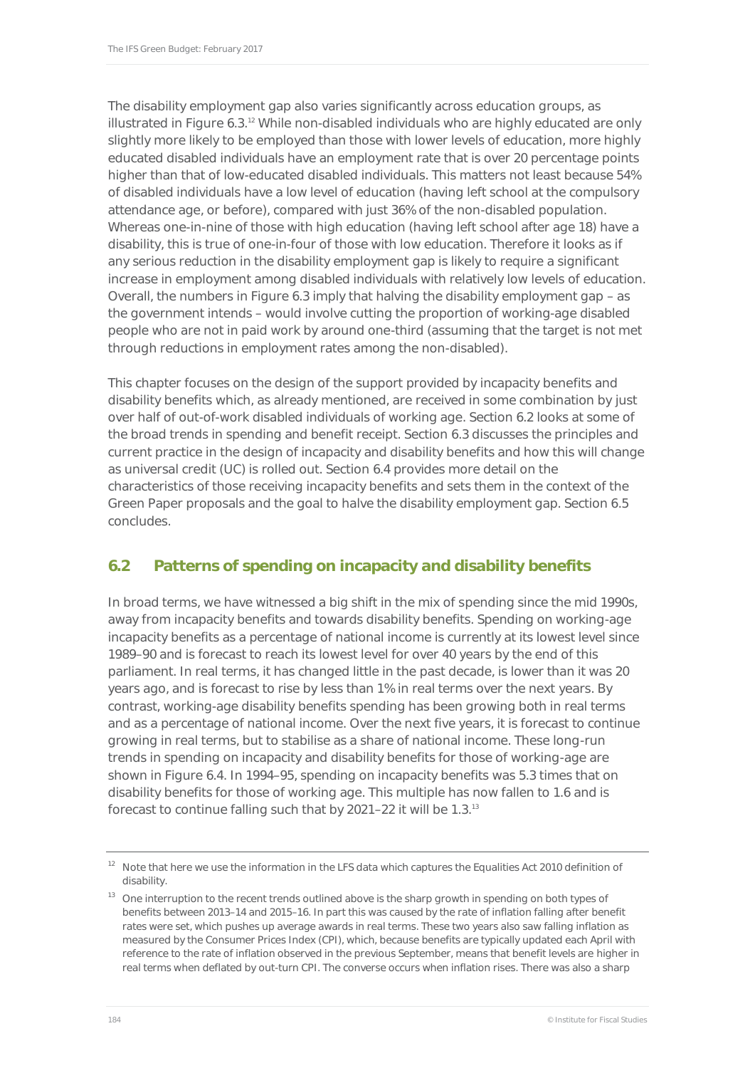The disability employment gap also varies significantly across education groups, as illustrated in Figure 6.3.[12] While non-disabled individuals who are highly educated are only slightly more likely to be employed than those with lower levels of education, more highly educated disabled individuals have an employment rate that is over 20 percentage points higher than that of low-educated disabled individuals. This matters not least because 54% of disabled individuals have a low level of education (having left school at the compulsory attendance age, or before), compared with just 36% of the non-disabled population. Whereas one-in-nine of those with high education (having left school after age 18) have a disability, this is true of one-in-four of those with low education. Therefore it looks as if any serious reduction in the disability employment gap is likely to require a significant increase in employment among disabled individuals with relatively low levels of education. Overall, the numbers in Figure 6.3 imply that halving the disability employment gap – as the government intends – would involve cutting the proportion of working-age disabled people who are not in paid work by around one-third (assuming that the target is not met through reductions in employment rates among the non-disabled).

This chapter focuses on the design of the support provided by incapacity benefits and disability benefits which, as already mentioned, are received in some combination by just over half of out-of-work disabled individuals of working age. Section 6.2 looks at some of the broad trends in spending and benefit receipt. Section 6.3 discusses the principles and current practice in the design of incapacity and disability benefits and how this will change as universal credit (UC) is rolled out. Section 6.4 provides more detail on the characteristics of those receiving incapacity benefits and sets them in the context of the Green Paper proposals and the goal to halve the disability employment gap. Section 6.5 concludes.

## 6.2 Patterns of spending on incapacity and disability benefits

In broad terms, we have witnessed a big shift in the mix of spending since the mid 1990s, away from incapacity benefits and towards disability benefits. Spending on working-age incapacity benefits as a percentage of national income is currently at its lowest level since 1989–90 and is forecast to reach its lowest level for over 40 years by the end of this parliament. In real terms, it has changed little in the past decade, is lower than it was 20 years ago, and is forecast to rise by less than 1% in real terms over the next years. By contrast, working-age disability benefits spending has been growing both in real terms and as a percentage of national income. Over the next five years, it is forecast to continue growing in real terms, but to stabilise as a share of national income. These long-run trends in spending on incapacity and disability benefits for those of working-age are shown in Figure 6.4. In 1994–95, spending on incapacity benefits was 5.3 times that on disability benefits for those of working age. This multiple has now fallen to 1.6 and is forecast to continue falling such that by 2021–22 it will be 1.3.[13]

---

[12] Note that here we use the information in the LFS data which captures the Equalities Act 2010 definition of disability.

[13] One interruption to the recent trends outlined above is the sharp growth in spending on both types of benefits between 2013–14 and 2015–16. In part this was caused by the rate of inflation falling after benefit rates were set, which pushes up average awards in real terms. These two years also saw falling inflation as measured by the Consumer Prices Index (CPI), which, because benefits are typically updated each April with reference to the rate of inflation observed in the previous September, means that benefit levels are higher in real terms when deflated by out-turn CPI. The converse occurs when inflation rises. There was also a sharp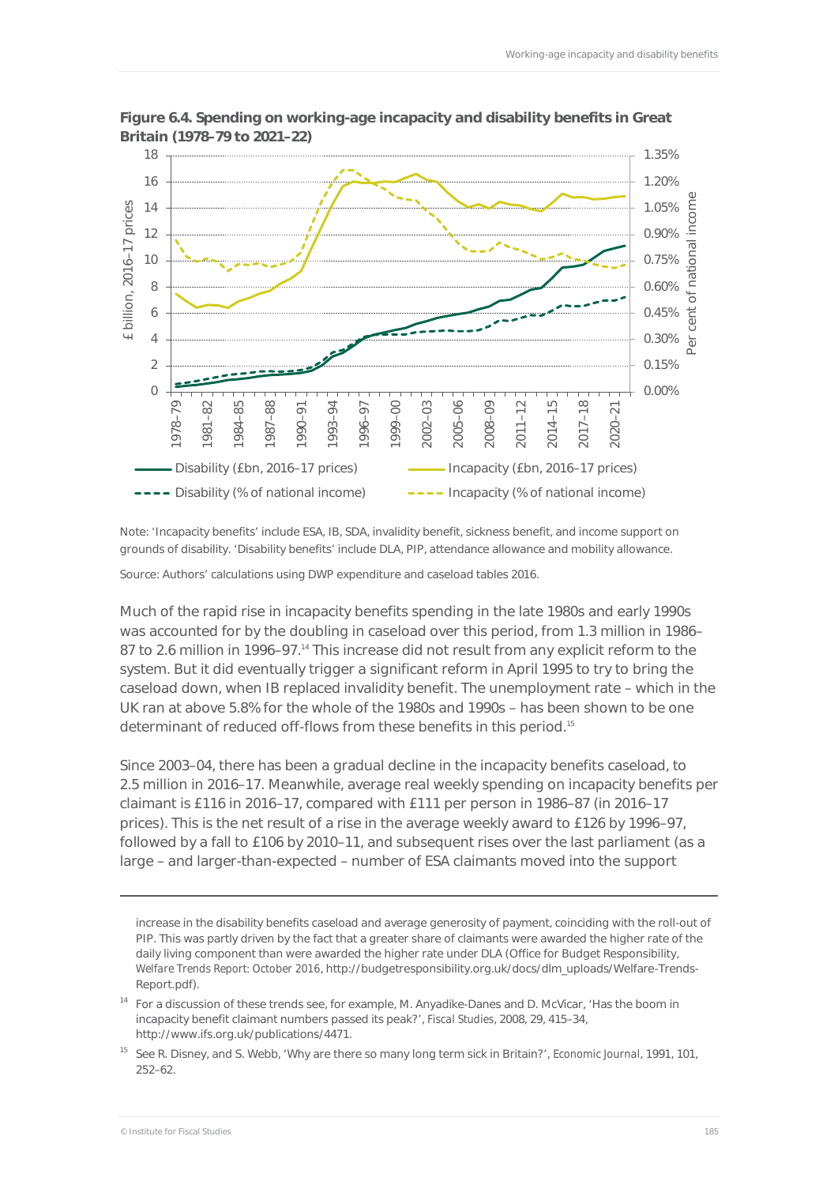**Figure 6.4. Spending on working-age incapacity and disability benefits in Great Britain (1978–79 to 2021–22)**

Note: 'Incapacity benefits' include ESA, IB, SDA, invalidity benefit, sickness benefit, and income support on grounds of disability. 'Disability benefits' include DLA, PIP, attendance allowance and mobility allowance.

Source: Authors' calculations using DWP expenditure and caseload tables 2016.

Much of the rapid rise in incapacity benefits spending in the late 1980s and early 1990s was accounted for by the doubling in caseload over this period, from 1.3 million in 1986–87 to 2.6 million in 1996–97.[14] This increase did not result from any explicit reform to the system. But it did eventually trigger a significant reform in April 1995 to try to bring the caseload down, when IB replaced invalidity benefit. The unemployment rate – which in the UK ran at above 5.8% for the whole of the 1980s and 1990s – has been shown to be one determinant of reduced off-flows from these benefits in this period.[15]

Since 2003–04, there has been a gradual decline in the incapacity benefits caseload, to 2.5 million in 2016–17. Meanwhile, average real weekly spending on incapacity benefits per claimant is £116 in 2016–17, compared with £111 per person in 1986–87 (in 2016–17 prices). This is the net result of a rise in the average weekly award to £126 by 1996–97, followed by a fall to £106 by 2010–11, and subsequent rises over the last parliament (as a large – and larger-than-expected – number of ESA claimants moved into the support

---

increase in the disability benefits caseload and average generosity of payment, coinciding with the roll-out of PIP. This was partly driven by the fact that a greater share of claimants were awarded the higher rate of the daily living component than were awarded the higher rate under DLA (Office for Budget Responsibility, *Welfare Trends Report: October 2016*, http://budgetresponsibility.org.uk/docs/dlm_uploads/Welfare-Trends-Report.pdf).

[14] For a discussion of these trends see, for example, M. Anyadike-Danes and D. McVicar, 'Has the boom in incapacity benefit claimant numbers passed its peak?', *Fiscal Studies*, 2008, 29, 415–34, http://www.ifs.org.uk/publications/4471.

[15] See R. Disney, and S. Webb, 'Why are there so many long term sick in Britain?', *Economic Journal*, 1991, 101, 252–62.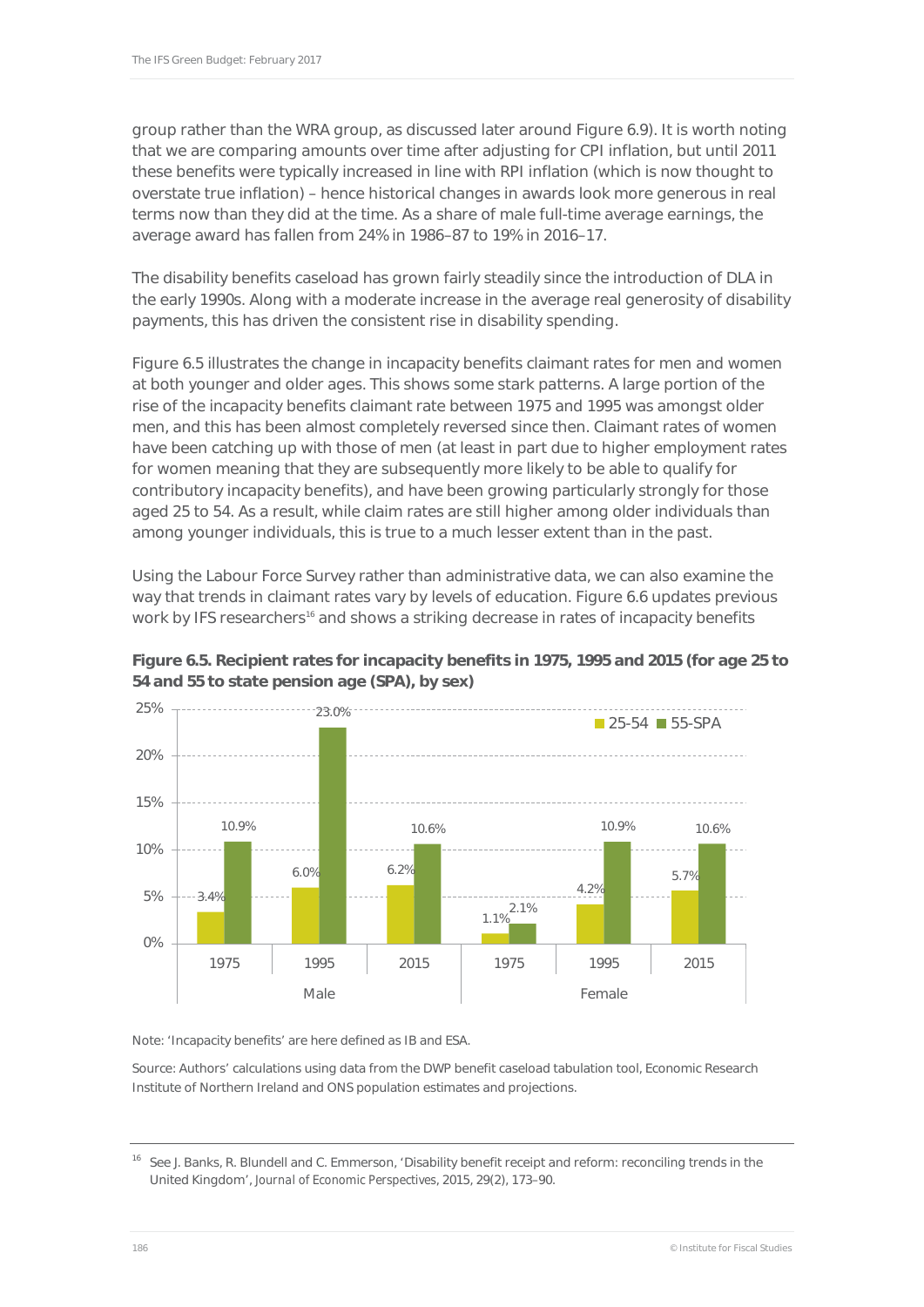group rather than the WRA group, as discussed later around Figure 6.9). It is worth noting that we are comparing amounts over time after adjusting for CPI inflation, but until 2011 these benefits were typically increased in line with RPI inflation (which is now thought to overstate true inflation) – hence historical changes in awards look more generous in real terms now than they did at the time. As a share of male full-time average earnings, the average award has fallen from 24% in 1986–87 to 19% in 2016–17.

The disability benefits caseload has grown fairly steadily since the introduction of DLA in the early 1990s. Along with a moderate increase in the average real generosity of disability payments, this has driven the consistent rise in disability spending.

Figure 6.5 illustrates the change in incapacity benefits claimant rates for men and women at both younger and older ages. This shows some stark patterns. A large portion of the rise of the incapacity benefits claimant rate between 1975 and 1995 was amongst older men, and this has been almost completely reversed since then. Claimant rates of women have been catching up with those of men (at least in part due to higher employment rates for women meaning that they are subsequently more likely to be able to qualify for contributory incapacity benefits), and have been growing particularly strongly for those aged 25 to 54. As a result, while claim rates are still higher among older individuals than among younger individuals, this is true to a much lesser extent than in the past.

Using the Labour Force Survey rather than administrative data, we can also examine the way that trends in claimant rates vary by levels of education. Figure 6.6 updates previous work by IFS researchers[16] and shows a striking decrease in rates of incapacity benefits

**Figure 6.5. Recipient rates for incapacity benefits in 1975, 1995 and 2015 (for age 25 to 54 and 55 to state pension age (SPA), by sex)**

| Sex | Year | 25-54 | 55-SPA |
|---|---|---|---|
| Male | 1975 | 3.4% | 10.9% |
| Male | 1995 | 6.0% | 23.0% |
| Male | 2015 | 6.2% | 10.6% |
| Female | 1975 | 1.1% | 2.1% |
| Female | 1995 | 4.2% | 10.9% |
| Female | 2015 | 5.7% | 10.6% |

Note: 'Incapacity benefits' are here defined as IB and ESA.

Source: Authors' calculations using data from the DWP benefit caseload tabulation tool, Economic Research Institute of Northern Ireland and ONS population estimates and projections.

[16] See J. Banks, R. Blundell and C. Emmerson, 'Disability benefit receipt and reform: reconciling trends in the United Kingdom', *Journal of Economic Perspectives*, 2015, 29(2), 173–90.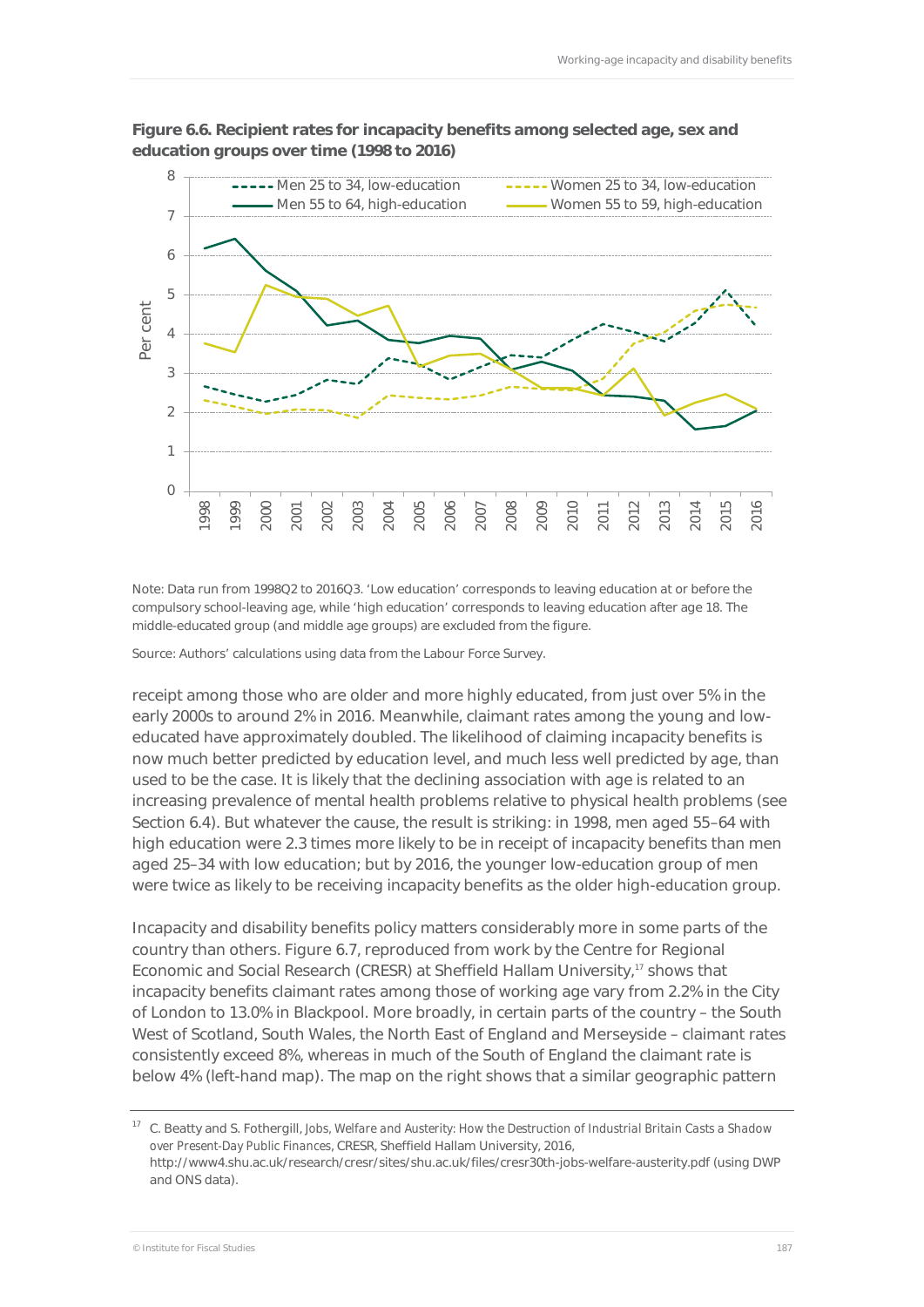**Figure 6.6. Recipient rates for incapacity benefits among selected age, sex and education groups over time (1998 to 2016)**

Note: Data run from 1998Q2 to 2016Q3. 'Low education' corresponds to leaving education at or before the compulsory school-leaving age, while 'high education' corresponds to leaving education after age 18. The middle-educated group (and middle age groups) are excluded from the figure.

Source: Authors' calculations using data from the Labour Force Survey.

receipt among those who are older and more highly educated, from just over 5% in the early 2000s to around 2% in 2016. Meanwhile, claimant rates among the young and low-educated have approximately doubled. The likelihood of claiming incapacity benefits is now much better predicted by education level, and much less well predicted by age, than used to be the case. It is likely that the declining association with age is related to an increasing prevalence of mental health problems relative to physical health problems (see Section 6.4). But whatever the cause, the result is striking: in 1998, men aged 55–64 with high education were 2.3 times more likely to be in receipt of incapacity benefits than men aged 25–34 with low education; but by 2016, the younger low-education group of men were twice as likely to be receiving incapacity benefits as the older high-education group.

Incapacity and disability benefits policy matters considerably more in some parts of the country than others. Figure 6.7, reproduced from work by the Centre for Regional Economic and Social Research (CRESR) at Sheffield Hallam University,[17] shows that incapacity benefits claimant rates among those of working age vary from 2.2% in the City of London to 13.0% in Blackpool. More broadly, in certain parts of the country – the South West of Scotland, South Wales, the North East of England and Merseyside – claimant rates consistently exceed 8%, whereas in much of the South of England the claimant rate is below 4% (left-hand map). The map on the right shows that a similar geographic pattern

[17] C. Beatty and S. Fothergill, *Jobs, Welfare and Austerity: How the Destruction of Industrial Britain Casts a Shadow over Present-Day Public Finances*, CRESR, Sheffield Hallam University, 2016, http://www4.shu.ac.uk/research/cresr/sites/shu.ac.uk/files/cresr30th-jobs-welfare-austerity.pdf (using DWP and ONS data).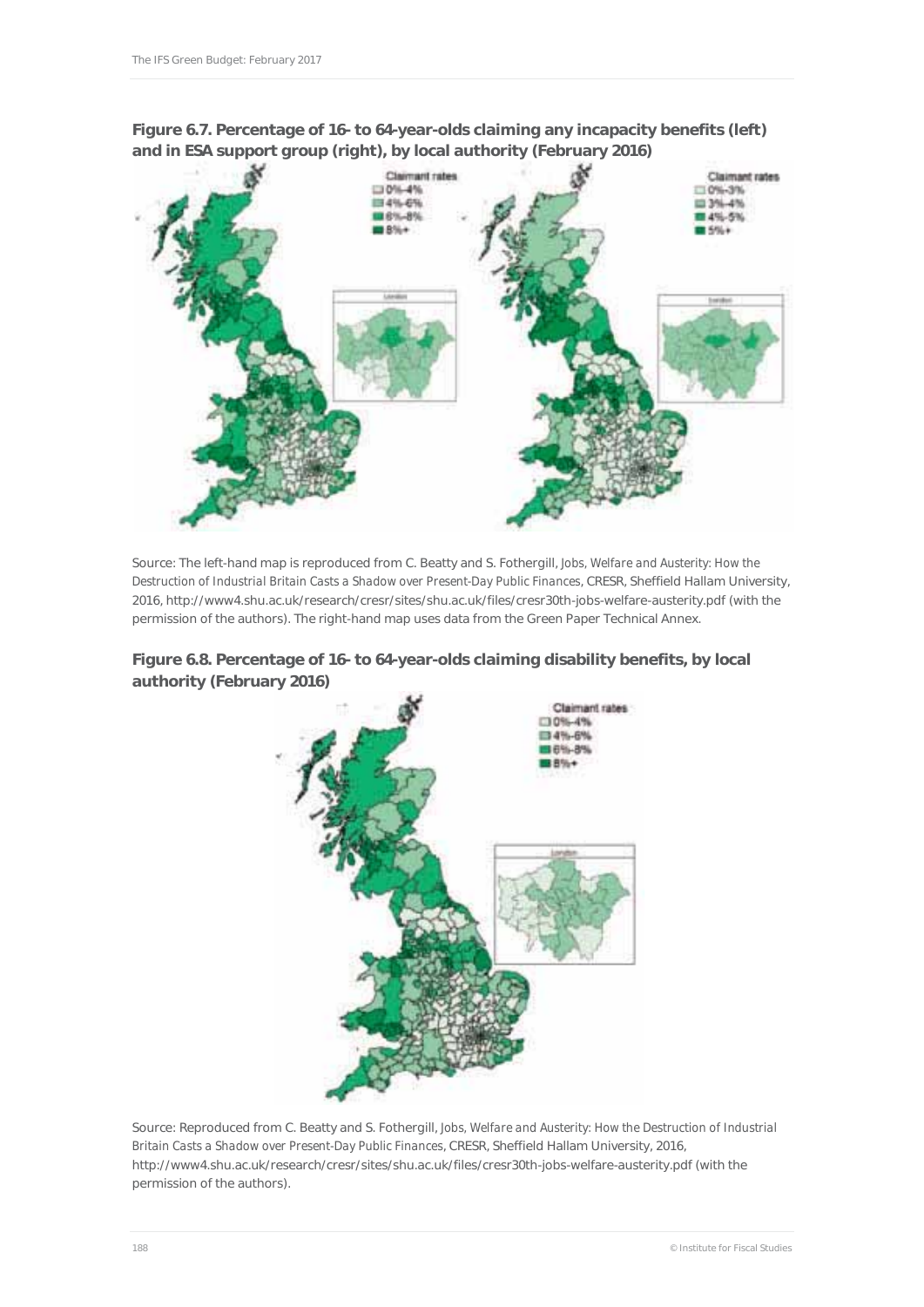**Figure 6.7. Percentage of 16- to 64-year-olds claiming any incapacity benefits (left) and in ESA support group (right), by local authority (February 2016)**

Source: The left-hand map is reproduced from C. Beatty and S. Fothergill, *Jobs, Welfare and Austerity: How the Destruction of Industrial Britain Casts a Shadow over Present-Day Public Finances*, CRESR, Sheffield Hallam University, 2016, http://www4.shu.ac.uk/research/cresr/sites/shu.ac.uk/files/cresr30th-jobs-welfare-austerity.pdf (with the permission of the authors). The right-hand map uses data from the Green Paper Technical Annex.

**Figure 6.8. Percentage of 16- to 64-year-olds claiming disability benefits, by local authority (February 2016)**

Source: Reproduced from C. Beatty and S. Fothergill, *Jobs, Welfare and Austerity: How the Destruction of Industrial Britain Casts a Shadow over Present-Day Public Finances*, CRESR, Sheffield Hallam University, 2016, http://www4.shu.ac.uk/research/cresr/sites/shu.ac.uk/files/cresr30th-jobs-welfare-austerity.pdf (with the permission of the authors).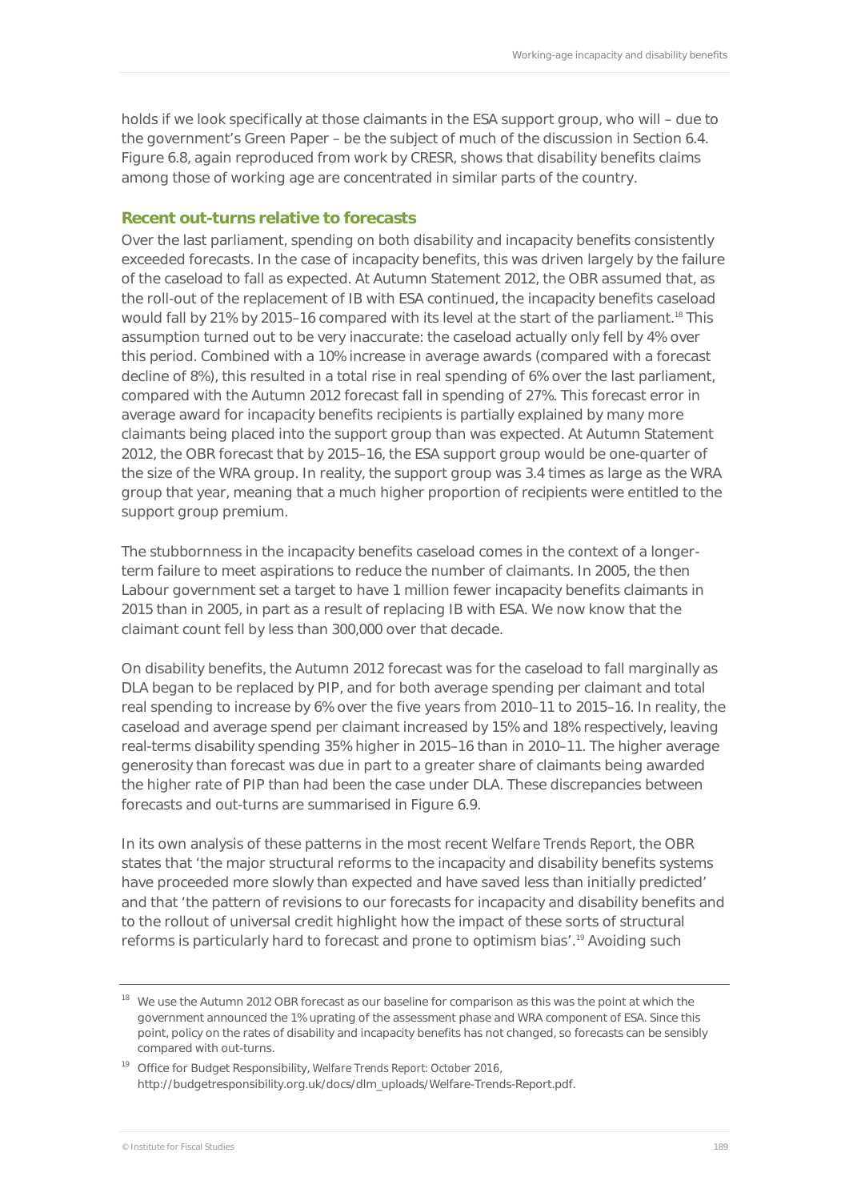holds if we look specifically at those claimants in the ESA support group, who will – due to the government's Green Paper – be the subject of much of the discussion in Section 6.4. Figure 6.8, again reproduced from work by CRESR, shows that disability benefits claims among those of working age are concentrated in similar parts of the country.

### Recent out-turns relative to forecasts

Over the last parliament, spending on both disability and incapacity benefits consistently exceeded forecasts. In the case of incapacity benefits, this was driven largely by the failure of the caseload to fall as expected. At Autumn Statement 2012, the OBR assumed that, as the roll-out of the replacement of IB with ESA continued, the incapacity benefits caseload would fall by 21% by 2015–16 compared with its level at the start of the parliament.[18] This assumption turned out to be very inaccurate: the caseload actually only fell by 4% over this period. Combined with a 10% increase in average awards (compared with a forecast decline of 8%), this resulted in a total rise in real spending of 6% over the last parliament, compared with the Autumn 2012 forecast fall in spending of 27%. This forecast error in average award for incapacity benefits recipients is partially explained by many more claimants being placed into the support group than was expected. At Autumn Statement 2012, the OBR forecast that by 2015–16, the ESA support group would be one-quarter of the size of the WRA group. In reality, the support group was 3.4 times as large as the WRA group that year, meaning that a much higher proportion of recipients were entitled to the support group premium.

The stubbornness in the incapacity benefits caseload comes in the context of a longer-term failure to meet aspirations to reduce the number of claimants. In 2005, the then Labour government set a target to have 1 million fewer incapacity benefits claimants in 2015 than in 2005, in part as a result of replacing IB with ESA. We now know that the claimant count fell by less than 300,000 over that decade.

On disability benefits, the Autumn 2012 forecast was for the caseload to fall marginally as DLA began to be replaced by PIP, and for both average spending per claimant and total real spending to increase by 6% over the five years from 2010–11 to 2015–16. In reality, the caseload and average spend per claimant increased by 15% and 18% respectively, leaving real-terms disability spending 35% higher in 2015–16 than in 2010–11. The higher average generosity than forecast was due in part to a greater share of claimants being awarded the higher rate of PIP than had been the case under DLA. These discrepancies between forecasts and out-turns are summarised in Figure 6.9.

In its own analysis of these patterns in the most recent *Welfare Trends Report*, the OBR states that 'the major structural reforms to the incapacity and disability benefits systems have proceeded more slowly than expected and have saved less than initially predicted' and that 'the pattern of revisions to our forecasts for incapacity and disability benefits and to the rollout of universal credit highlight how the impact of these sorts of structural reforms is particularly hard to forecast and prone to optimism bias'.[19] Avoiding such

---

[18] We use the Autumn 2012 OBR forecast as our baseline for comparison as this was the point at which the government announced the 1% uprating of the assessment phase and WRA component of ESA. Since this point, policy on the rates of disability and incapacity benefits has not changed, so forecasts can be sensibly compared with out-turns.

[19] Office for Budget Responsibility, *Welfare Trends Report: October 2016*, http://budgetresponsibility.org.uk/docs/dlm_uploads/Welfare-Trends-Report.pdf.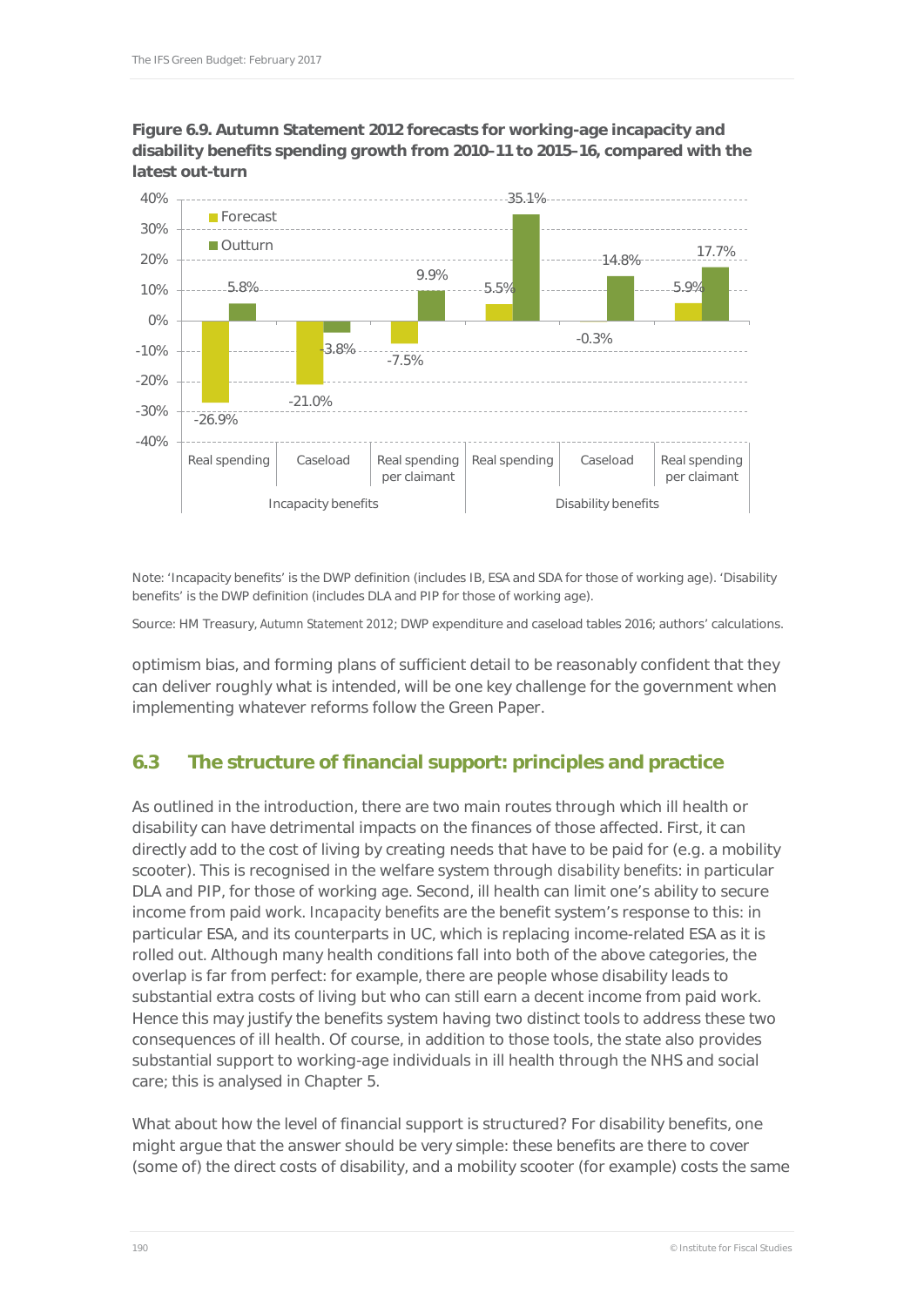**Figure 6.9. Autumn Statement 2012 forecasts for working-age incapacity and disability benefits spending growth from 2010–11 to 2015–16, compared with the latest out-turn**

| | | Forecast | Outturn |
|---|---|---|---|
| Incapacity benefits | Real spending | -26.9% | 5.8% |
| | Caseload | -21.0% | -3.8% |
| | Real spending per claimant | -7.5% | 9.9% |
| Disability benefits | Real spending | 5.5% | 35.1% |
| | Caseload | -0.3% | 14.8% |
| | Real spending per claimant | 5.9% | 17.7% |

Note: 'Incapacity benefits' is the DWP definition (includes IB, ESA and SDA for those of working age). 'Disability benefits' is the DWP definition (includes DLA and PIP for those of working age).

Source: HM Treasury, *Autumn Statement 2012*; DWP expenditure and caseload tables 2016; authors' calculations.

optimism bias, and forming plans of sufficient detail to be reasonably confident that they can deliver roughly what is intended, will be one key challenge for the government when implementing whatever reforms follow the Green Paper.

## 6.3 The structure of financial support: principles and practice

As outlined in the introduction, there are two main routes through which ill health or disability can have detrimental impacts on the finances of those affected. First, it can directly add to the cost of living by creating needs that have to be paid for (e.g. a mobility scooter). This is recognised in the welfare system through *disability benefits*: in particular DLA and PIP, for those of working age. Second, ill health can limit one's ability to secure income from paid work. *Incapacity benefits* are the benefit system's response to this: in particular ESA, and its counterparts in UC, which is replacing income-related ESA as it is rolled out. Although many health conditions fall into both of the above categories, the overlap is far from perfect: for example, there are people whose disability leads to substantial extra costs of living but who can still earn a decent income from paid work. Hence this may justify the benefits system having two distinct tools to address these two consequences of ill health. Of course, in addition to those tools, the state also provides substantial support to working-age individuals in ill health through the NHS and social care; this is analysed in Chapter 5.

What about how the level of financial support is structured? For disability benefits, one might argue that the answer should be very simple: these benefits are there to cover (some of) the direct costs of disability, and a mobility scooter (for example) costs the same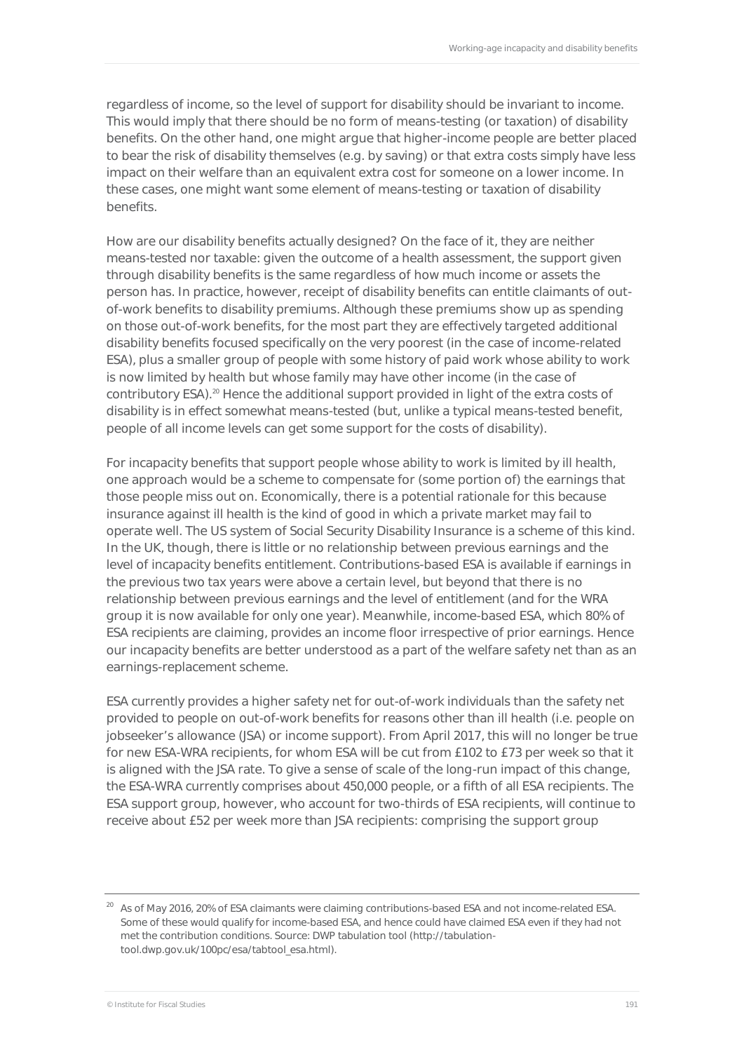regardless of income, so the level of support for disability should be invariant to income. This would imply that there should be no form of means-testing (or taxation) of disability benefits. On the other hand, one might argue that higher-income people are better placed to bear the risk of disability themselves (e.g. by saving) or that extra costs simply have less impact on their welfare than an equivalent extra cost for someone on a lower income. In these cases, one might want some element of means-testing or taxation of disability benefits.

How are our disability benefits actually designed? On the face of it, they are neither means-tested nor taxable: given the outcome of a health assessment, the support given through disability benefits is the same regardless of how much income or assets the person has. In practice, however, receipt of disability benefits can entitle claimants of out-of-work benefits to disability premiums. Although these premiums show up as spending on those out-of-work benefits, for the most part they are effectively targeted additional disability benefits focused specifically on the very poorest (in the case of income-related ESA), plus a smaller group of people with some history of paid work whose ability to work is now limited by health but whose family may have other income (in the case of contributory ESA).[20] Hence the additional support provided in light of the extra costs of disability is in effect somewhat means-tested (but, unlike a typical means-tested benefit, people of all income levels can get some support for the costs of disability).

For incapacity benefits that support people whose ability to work is limited by ill health, one approach would be a scheme to compensate for (some portion of) the earnings that those people miss out on. Economically, there is a potential rationale for this because insurance against ill health is the kind of good in which a private market may fail to operate well. The US system of Social Security Disability Insurance is a scheme of this kind. In the UK, though, there is little or no relationship between previous earnings and the level of incapacity benefits entitlement. Contributions-based ESA is available if earnings in the previous two tax years were above a certain level, but beyond that there is no relationship between previous earnings and the level of entitlement (and for the WRA group it is now available for only one year). Meanwhile, income-based ESA, which 80% of ESA recipients are claiming, provides an income floor irrespective of prior earnings. Hence our incapacity benefits are better understood as a part of the welfare safety net than as an earnings-replacement scheme.

ESA currently provides a higher safety net for out-of-work individuals than the safety net provided to people on out-of-work benefits for reasons other than ill health (i.e. people on jobseeker's allowance (JSA) or income support). From April 2017, this will no longer be true for new ESA-WRA recipients, for whom ESA will be cut from £102 to £73 per week so that it is aligned with the JSA rate. To give a sense of scale of the long-run impact of this change, the ESA-WRA currently comprises about 450,000 people, or a fifth of all ESA recipients. The ESA support group, however, who account for two-thirds of ESA recipients, will continue to receive about £52 per week more than JSA recipients: comprising the support group

---

[20] As of May 2016, 20% of ESA claimants were claiming contributions-based ESA and not income-related ESA. Some of these would qualify for income-based ESA, and hence could have claimed ESA even if they had not met the contribution conditions. Source: DWP tabulation tool (http://tabulation-tool.dwp.gov.uk/100pc/esa/tabtool_esa.html).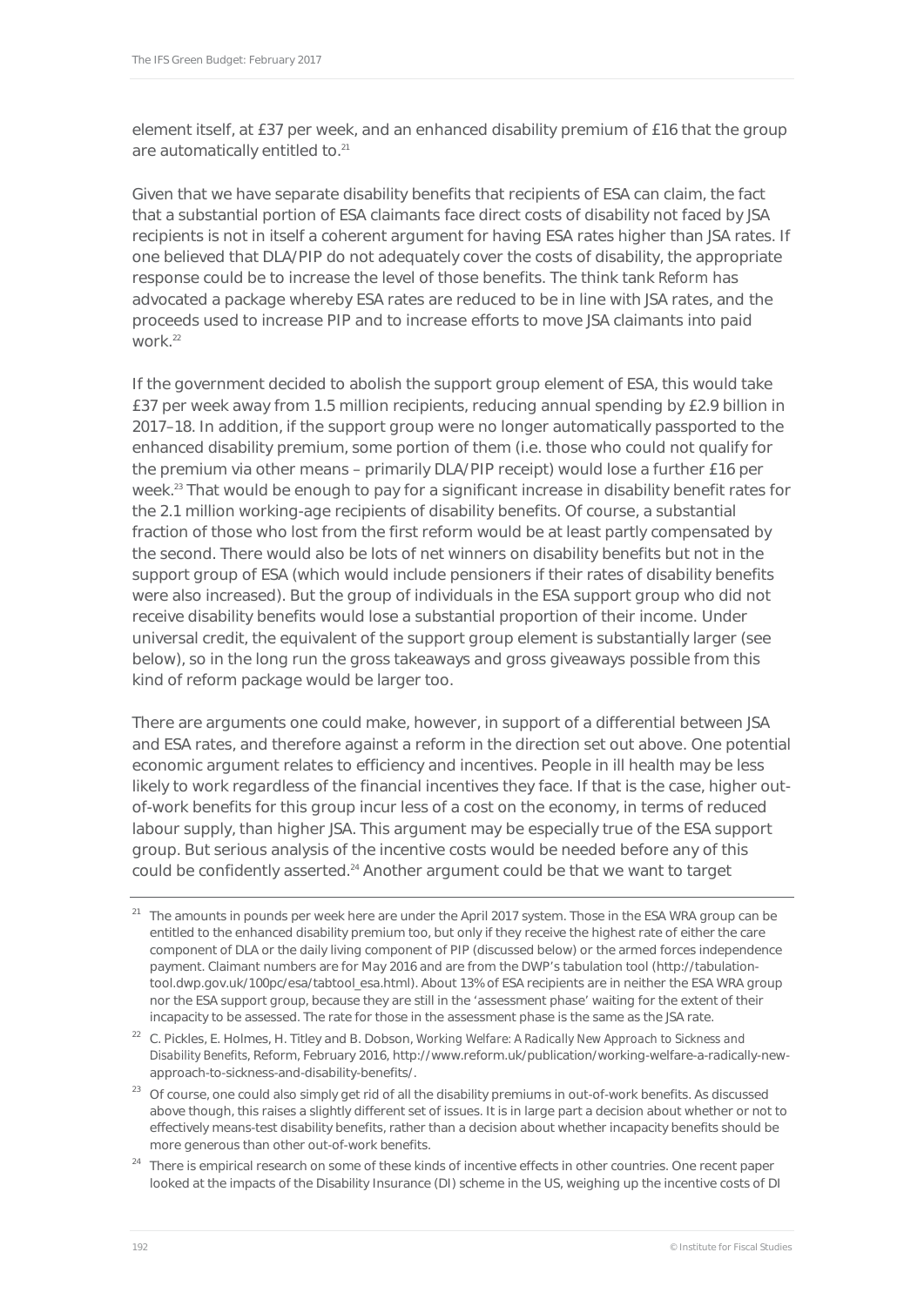element itself, at £37 per week, and an enhanced disability premium of £16 that the group are automatically entitled to.[21]

Given that we have separate disability benefits that recipients of ESA can claim, the fact that a substantial portion of ESA claimants face direct costs of disability not faced by JSA recipients is not in itself a coherent argument for having ESA rates higher than JSA rates. If one believed that DLA/PIP do not adequately cover the costs of disability, the appropriate response could be to increase the level of those benefits. The think tank *Reform* has advocated a package whereby ESA rates are reduced to be in line with JSA rates, and the proceeds used to increase PIP and to increase efforts to move JSA claimants into paid work.[22]

If the government decided to abolish the support group element of ESA, this would take £37 per week away from 1.5 million recipients, reducing annual spending by £2.9 billion in 2017–18. In addition, if the support group were no longer automatically passported to the enhanced disability premium, some portion of them (i.e. those who could not qualify for the premium via other means – primarily DLA/PIP receipt) would lose a further £16 per week.[23] That would be enough to pay for a significant increase in disability benefit rates for the 2.1 million working-age recipients of disability benefits. Of course, a substantial fraction of those who lost from the first reform would be at least partly compensated by the second. There would also be lots of net winners on disability benefits but not in the support group of ESA (which would include pensioners if their rates of disability benefits were also increased). But the group of individuals in the ESA support group who did not receive disability benefits would lose a substantial proportion of their income. Under universal credit, the equivalent of the support group element is substantially larger (see below), so in the long run the gross takeaways and gross giveaways possible from this kind of reform package would be larger too.

There are arguments one could make, however, in support of a differential between JSA and ESA rates, and therefore against a reform in the direction set out above. One potential economic argument relates to efficiency and incentives. People in ill health may be less likely to work regardless of the financial incentives they face. If that is the case, higher out-of-work benefits for this group incur less of a cost on the economy, in terms of reduced labour supply, than higher JSA. This argument may be especially true of the ESA support group. But serious analysis of the incentive costs would be needed before any of this could be confidently asserted.[24] Another argument could be that we want to target

---

[21] The amounts in pounds per week here are under the April 2017 system. Those in the ESA WRA group can be entitled to the enhanced disability premium too, but only if they receive the highest rate of either the care component of DLA or the daily living component of PIP (discussed below) or the armed forces independence payment. Claimant numbers are for May 2016 and are from the DWP's tabulation tool (http://tabulation-tool.dwp.gov.uk/100pc/esa/tabtool_esa.html). About 13% of ESA recipients are in neither the ESA WRA group nor the ESA support group, because they are still in the 'assessment phase' waiting for the extent of their incapacity to be assessed. The rate for those in the assessment phase is the same as the JSA rate.

[22] C. Pickles, E. Holmes, H. Titley and B. Dobson, *Working Welfare: A Radically New Approach to Sickness and Disability Benefits*, Reform, February 2016, http://www.reform.uk/publication/working-welfare-a-radically-new-approach-to-sickness-and-disability-benefits/.

[23] Of course, one could also simply get rid of all the disability premiums in out-of-work benefits. As discussed above though, this raises a slightly different set of issues. It is in large part a decision about whether or not to effectively means-test disability benefits, rather than a decision about whether incapacity benefits should be more generous than other out-of-work benefits.

[24] There is empirical research on some of these kinds of incentive effects in other countries. One recent paper looked at the impacts of the Disability Insurance (DI) scheme in the US, weighing up the incentive costs of DI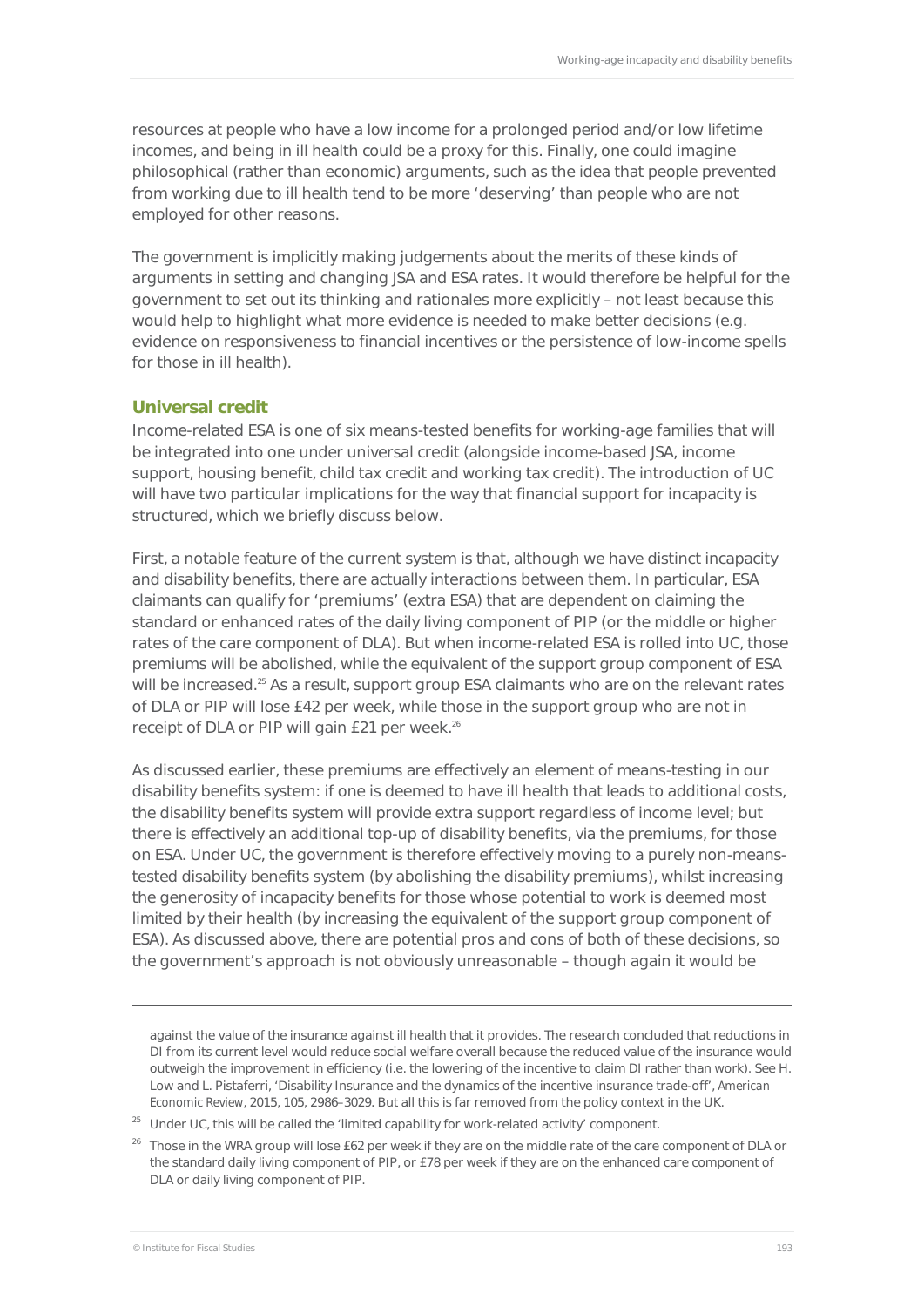resources at people who have a low income for a prolonged period and/or low lifetime incomes, and being in ill health could be a proxy for this. Finally, one could imagine philosophical (rather than economic) arguments, such as the idea that people prevented from working due to ill health tend to be more 'deserving' than people who are not employed for other reasons.

The government is implicitly making judgements about the merits of these kinds of arguments in setting and changing JSA and ESA rates. It would therefore be helpful for the government to set out its thinking and rationales more explicitly – not least because this would help to highlight what more evidence is needed to make better decisions (e.g. evidence on responsiveness to financial incentives or the persistence of low-income spells for those in ill health).

### Universal credit

Income-related ESA is one of six means-tested benefits for working-age families that will be integrated into one under universal credit (alongside income-based JSA, income support, housing benefit, child tax credit and working tax credit). The introduction of UC will have two particular implications for the way that financial support for incapacity is structured, which we briefly discuss below.

First, a notable feature of the current system is that, although we have distinct incapacity and disability benefits, there are actually interactions between them. In particular, ESA claimants can qualify for 'premiums' (extra ESA) that are dependent on claiming the standard or enhanced rates of the daily living component of PIP (or the middle or higher rates of the care component of DLA). But when income-related ESA is rolled into UC, those premiums will be abolished, while the equivalent of the support group component of ESA will be increased.[25] As a result, support group ESA claimants who are on the relevant rates of DLA or PIP will lose £42 per week, while those in the support group who are not in receipt of DLA or PIP will gain £21 per week.[26]

As discussed earlier, these premiums are effectively an element of means-testing in our disability benefits system: if one is deemed to have ill health that leads to additional costs, the disability benefits system will provide extra support regardless of income level; but there is effectively an additional top-up of disability benefits, via the premiums, for those on ESA. Under UC, the government is therefore effectively moving to a purely non-means-tested disability benefits system (by abolishing the disability premiums), whilst increasing the generosity of incapacity benefits for those whose potential to work is deemed most limited by their health (by increasing the equivalent of the support group component of ESA). As discussed above, there are potential pros and cons of both of these decisions, so the government's approach is not obviously unreasonable – though again it would be

---

against the value of the insurance against ill health that it provides. The research concluded that reductions in DI from its current level would reduce social welfare overall because the reduced value of the insurance would outweigh the improvement in efficiency (i.e. the lowering of the incentive to claim DI rather than work). See H. Low and L. Pistaferri, 'Disability Insurance and the dynamics of the incentive insurance trade-off', *American Economic Review*, 2015, 105, 2986–3029. But all this is far removed from the policy context in the UK.

[25] Under UC, this will be called the 'limited capability for work-related activity' component.

[26] Those in the WRA group will lose £62 per week if they are on the middle rate of the care component of DLA or the standard daily living component of PIP, or £78 per week if they are on the enhanced care component of DLA or daily living component of PIP.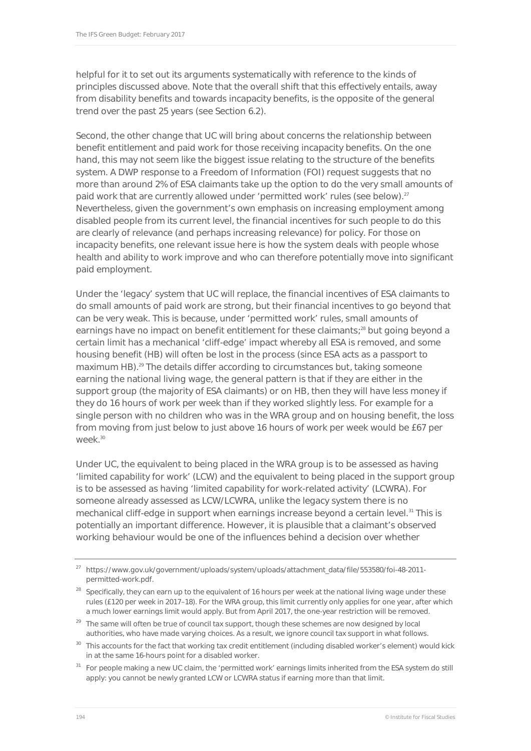helpful for it to set out its arguments systematically with reference to the kinds of principles discussed above. Note that the overall shift that this effectively entails, away from disability benefits and towards incapacity benefits, is the opposite of the general trend over the past 25 years (see Section 6.2).

Second, the other change that UC will bring about concerns the relationship between benefit entitlement and paid work for those receiving incapacity benefits. On the one hand, this may not seem like the biggest issue relating to the structure of the benefits system. A DWP response to a Freedom of Information (FOI) request suggests that no more than around 2% of ESA claimants take up the option to do the very small amounts of paid work that are currently allowed under 'permitted work' rules (see below).[27] Nevertheless, given the government's own emphasis on increasing employment among disabled people from its current level, the financial incentives for such people to do this are clearly of relevance (and perhaps increasing relevance) for policy. For those on incapacity benefits, one relevant issue here is how the system deals with people whose health and ability to work improve and who can therefore potentially move into significant paid employment.

Under the 'legacy' system that UC will replace, the financial incentives of ESA claimants to do small amounts of paid work are strong, but their financial incentives to go beyond that can be very weak. This is because, under 'permitted work' rules, small amounts of earnings have no impact on benefit entitlement for these claimants;[28] but going beyond a certain limit has a mechanical 'cliff-edge' impact whereby all ESA is removed, and some housing benefit (HB) will often be lost in the process (since ESA acts as a passport to maximum HB).[29] The details differ according to circumstances but, taking someone earning the national living wage, the general pattern is that if they are either in the support group (the majority of ESA claimants) or on HB, then they will have less money if they do 16 hours of work per week than if they worked slightly less. For example for a single person with no children who was in the WRA group and on housing benefit, the loss from moving from just below to just above 16 hours of work per week would be £67 per week.[30]

Under UC, the equivalent to being placed in the WRA group is to be assessed as having 'limited capability for work' (LCW) and the equivalent to being placed in the support group is to be assessed as having 'limited capability for work-related activity' (LCWRA). For someone already assessed as LCW/LCWRA, unlike the legacy system there is no mechanical cliff-edge in support when earnings increase beyond a certain level.[31] This is potentially an important difference. However, it is plausible that a claimant's observed working behaviour would be one of the influences behind a decision over whether

---

[27] https://www.gov.uk/government/uploads/system/uploads/attachment_data/file/553580/foi-48-2011-permitted-work.pdf.

[28] Specifically, they can earn up to the equivalent of 16 hours per week at the national living wage under these rules (£120 per week in 2017–18). For the WRA group, this limit currently only applies for one year, after which a much lower earnings limit would apply. But from April 2017, the one-year restriction will be removed.

[29] The same will often be true of council tax support, though these schemes are now designed by local authorities, who have made varying choices. As a result, we ignore council tax support in what follows.

[30] This accounts for the fact that working tax credit entitlement (including disabled worker's element) would kick in at the same 16-hours point for a disabled worker.

[31] For people making a new UC claim, the 'permitted work' earnings limits inherited from the ESA system do still apply: you cannot be newly granted LCW or LCWRA status if earning more than that limit.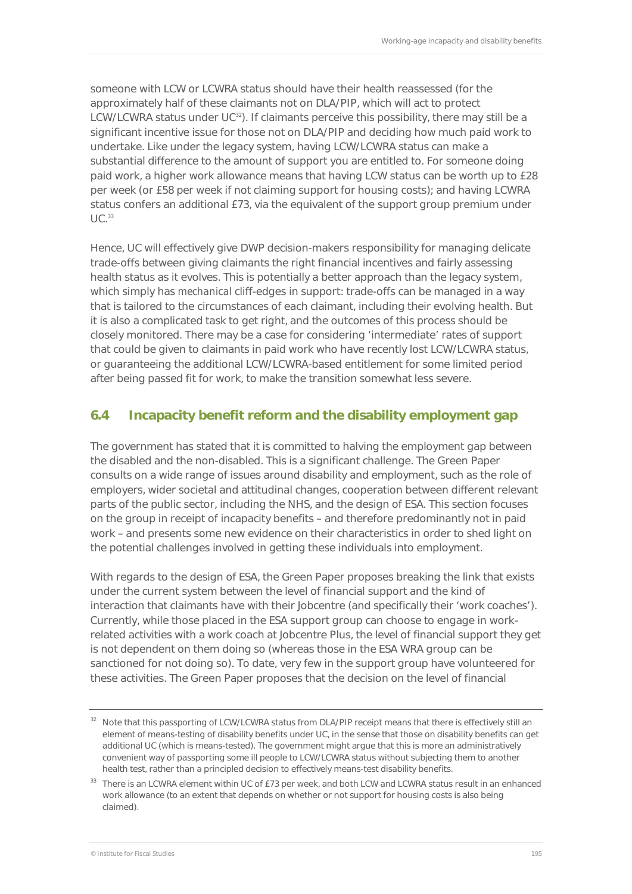someone with LCW or LCWRA status should have their health reassessed (for the approximately half of these claimants not on DLA/PIP, which will act to protect LCW/LCWRA status under UC[32]). If claimants perceive this possibility, there may still be a significant incentive issue for those not on DLA/PIP and deciding how much paid work to undertake. Like under the legacy system, having LCW/LCWRA status can make a substantial difference to the amount of support you are entitled to. For someone doing paid work, a higher work allowance means that having LCW status can be worth up to £28 per week (or £58 per week if not claiming support for housing costs); and having LCWRA status confers an additional £73, via the equivalent of the support group premium under UC.[33]

Hence, UC will effectively give DWP decision-makers responsibility for managing delicate trade-offs between giving claimants the right financial incentives and fairly assessing health status as it evolves. This is potentially a better approach than the legacy system, which simply has *mechanical* cliff-edges in support: trade-offs can be managed in a way that is tailored to the circumstances of each claimant, including their evolving health. But it is also a complicated task to get right, and the outcomes of this process should be closely monitored. There may be a case for considering 'intermediate' rates of support that could be given to claimants in paid work who have recently lost LCW/LCWRA status, or guaranteeing the additional LCW/LCWRA-based entitlement for some limited period after being passed fit for work, to make the transition somewhat less severe.

## 6.4 Incapacity benefit reform and the disability employment gap

The government has stated that it is committed to halving the employment gap between the disabled and the non-disabled. This is a significant challenge. The Green Paper consults on a wide range of issues around disability and employment, such as the role of employers, wider societal and attitudinal changes, cooperation between different relevant parts of the public sector, including the NHS, and the design of ESA. This section focuses on the group in receipt of incapacity benefits – and therefore predominantly not in paid work – and presents some new evidence on their characteristics in order to shed light on the potential challenges involved in getting these individuals into employment.

With regards to the design of ESA, the Green Paper proposes breaking the link that exists under the current system between the level of financial support and the kind of interaction that claimants have with their Jobcentre (and specifically their 'work coaches'). Currently, while those placed in the ESA support group can choose to engage in work-related activities with a work coach at Jobcentre Plus, the level of financial support they get is not dependent on them doing so (whereas those in the ESA WRA group can be sanctioned for not doing so). To date, very few in the support group have volunteered for these activities. The Green Paper proposes that the decision on the level of financial

---

[32] Note that this passporting of LCW/LCWRA status from DLA/PIP receipt means that there is effectively still an element of means-testing of disability benefits under UC, in the sense that those on disability benefits can get additional UC (which is means-tested). The government might argue that this is more an administratively convenient way of passporting some ill people to LCW/LCWRA status without subjecting them to another health test, rather than a principled decision to effectively means-test disability benefits.

[33] There is an LCWRA element within UC of £73 per week, and both LCW and LCWRA status result in an enhanced work allowance (to an extent that depends on whether or not support for housing costs is also being claimed).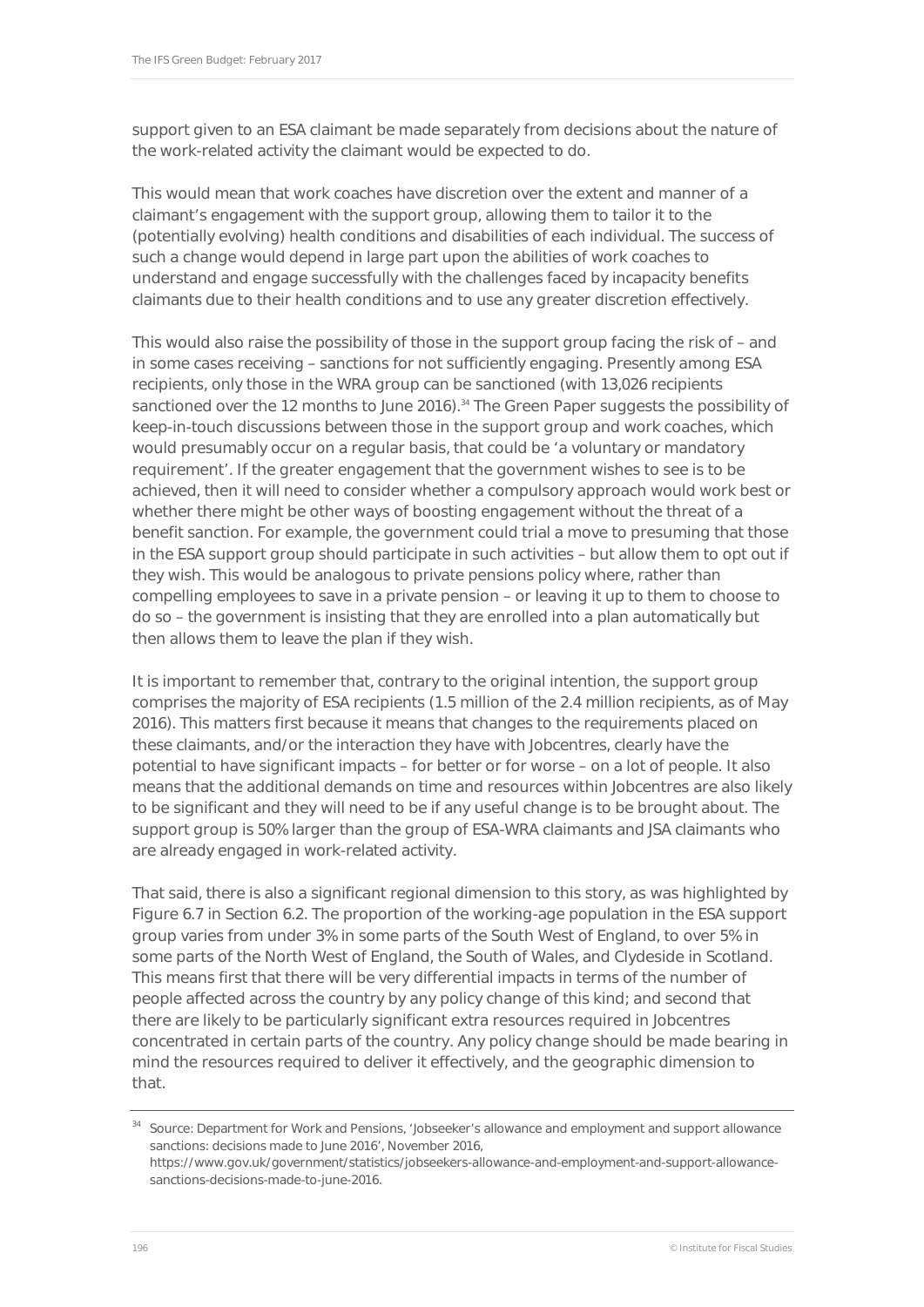support given to an ESA claimant be made separately from decisions about the nature of the work-related activity the claimant would be expected to do.

This would mean that work coaches have discretion over the extent and manner of a claimant's engagement with the support group, allowing them to tailor it to the (potentially evolving) health conditions and disabilities of each individual. The success of such a change would depend in large part upon the abilities of work coaches to understand and engage successfully with the challenges faced by incapacity benefits claimants due to their health conditions and to use any greater discretion effectively.

This would also raise the possibility of those in the support group facing the risk of – and in some cases receiving – sanctions for not sufficiently engaging. Presently among ESA recipients, only those in the WRA group can be sanctioned (with 13,026 recipients sanctioned over the 12 months to June 2016).[34] The Green Paper suggests the possibility of keep-in-touch discussions between those in the support group and work coaches, which would presumably occur on a regular basis, that could be 'a voluntary or mandatory requirement'. If the greater engagement that the government wishes to see is to be achieved, then it will need to consider whether a compulsory approach would work best or whether there might be other ways of boosting engagement without the threat of a benefit sanction. For example, the government could trial a move to presuming that those in the ESA support group should participate in such activities – but allow them to opt out if they wish. This would be analogous to private pensions policy where, rather than compelling employees to save in a private pension – or leaving it up to them to choose to do so – the government is insisting that they are enrolled into a plan automatically but then allows them to leave the plan if they wish.

It is important to remember that, contrary to the original intention, the support group comprises the majority of ESA recipients (1.5 million of the 2.4 million recipients, as of May 2016). This matters first because it means that changes to the requirements placed on these claimants, and/or the interaction they have with Jobcentres, clearly have the potential to have significant impacts – for better or for worse – on a lot of people. It also means that the additional demands on time and resources within Jobcentres are also likely to be significant and they will need to be if any useful change is to be brought about. The support group is 50% larger than the group of ESA-WRA claimants and JSA claimants who are already engaged in work-related activity.

That said, there is also a significant regional dimension to this story, as was highlighted by Figure 6.7 in Section 6.2. The proportion of the working-age population in the ESA support group varies from under 3% in some parts of the South West of England, to over 5% in some parts of the North West of England, the South of Wales, and Clydeside in Scotland. This means first that there will be very differential impacts in terms of the number of people affected across the country by any policy change of this kind; and second that there are likely to be particularly significant extra resources required in Jobcentres concentrated in certain parts of the country. Any policy change should be made bearing in mind the resources required to deliver it effectively, and the geographic dimension to that.

[34] Source: Department for Work and Pensions, 'Jobseeker's allowance and employment and support allowance sanctions: decisions made to June 2016', November 2016, https://www.gov.uk/government/statistics/jobseekers-allowance-and-employment-and-support-allowance-sanctions-decisions-made-to-june-2016.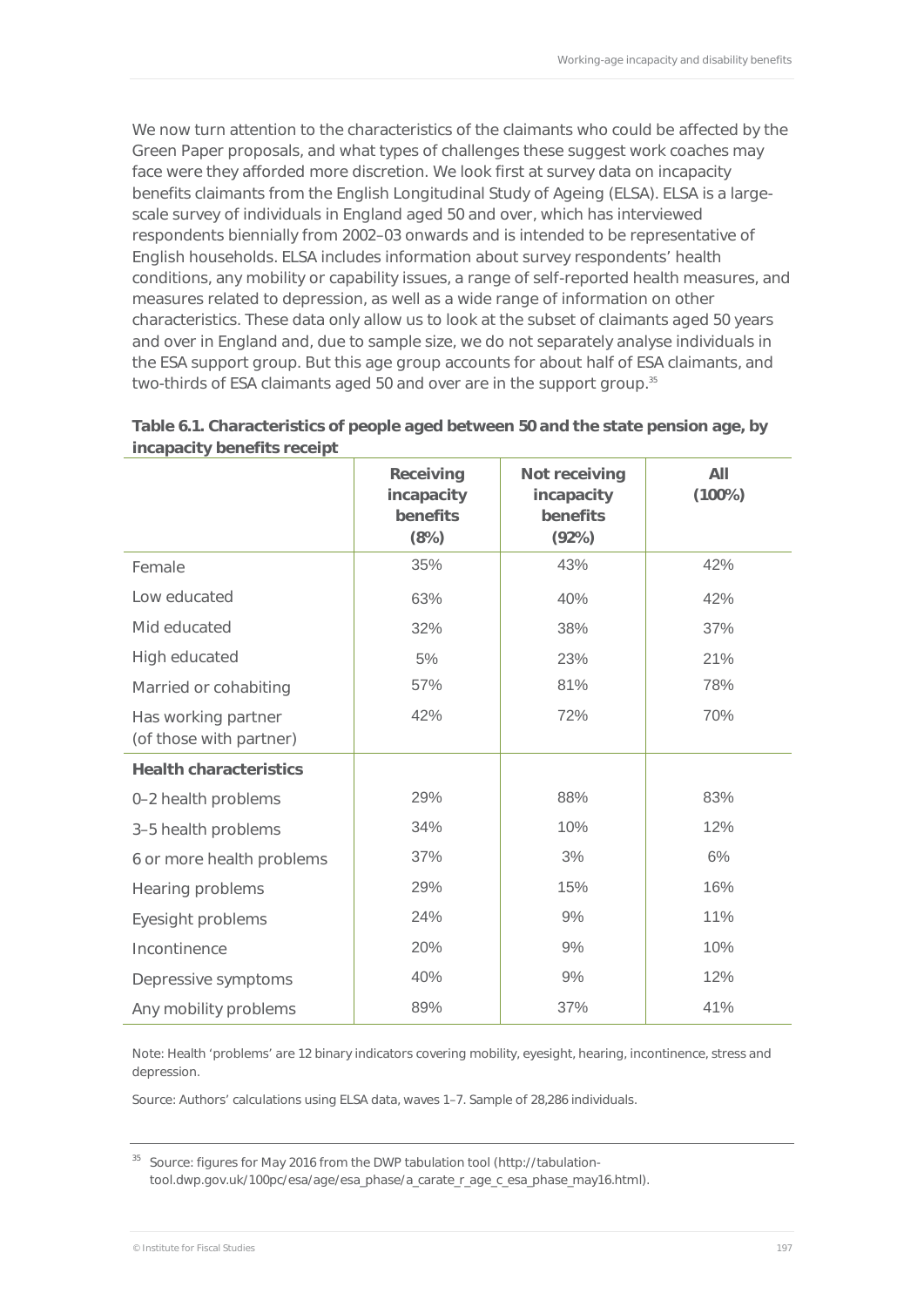We now turn attention to the characteristics of the claimants who could be affected by the Green Paper proposals, and what types of challenges these suggest work coaches may face were they afforded more discretion. We look first at survey data on incapacity benefits claimants from the English Longitudinal Study of Ageing (ELSA). ELSA is a large-scale survey of individuals in England aged 50 and over, which has interviewed respondents biennially from 2002–03 onwards and is intended to be representative of English households. ELSA includes information about survey respondents' health conditions, any mobility or capability issues, a range of self-reported health measures, and measures related to depression, as well as a wide range of information on other characteristics. These data only allow us to look at the subset of claimants aged 50 years and over in England and, due to sample size, we do not separately analyse individuals in the ESA support group. But this age group accounts for about half of ESA claimants, and two-thirds of ESA claimants aged 50 and over are in the support group.[35]

**Table 6.1. Characteristics of people aged between 50 and the state pension age, by incapacity benefits receipt**

| | Receiving incapacity benefits (8%) | Not receiving incapacity benefits (92%) | All (100%) |
|---|---|---|---|
| Female | 35% | 43% | 42% |
| Low educated | 63% | 40% | 42% |
| Mid educated | 32% | 38% | 37% |
| High educated | 5% | 23% | 21% |
| Married or cohabiting | 57% | 81% | 78% |
| Has working partner (of those with partner) | 42% | 72% | 70% |
| **Health characteristics** | | | |
| 0–2 health problems | 29% | 88% | 83% |
| 3–5 health problems | 34% | 10% | 12% |
| 6 or more health problems | 37% | 3% | 6% |
| Hearing problems | 29% | 15% | 16% |
| Eyesight problems | 24% | 9% | 11% |
| Incontinence | 20% | 9% | 10% |
| Depressive symptoms | 40% | 9% | 12% |
| Any mobility problems | 89% | 37% | 41% |

Note: Health 'problems' are 12 binary indicators covering mobility, eyesight, hearing, incontinence, stress and depression.

Source: Authors' calculations using ELSA data, waves 1–7. Sample of 28,286 individuals.

[35] Source: figures for May 2016 from the DWP tabulation tool (http://tabulation-tool.dwp.gov.uk/100pc/esa/age/esa_phase/a_carate_r_age_c_esa_phase_may16.html).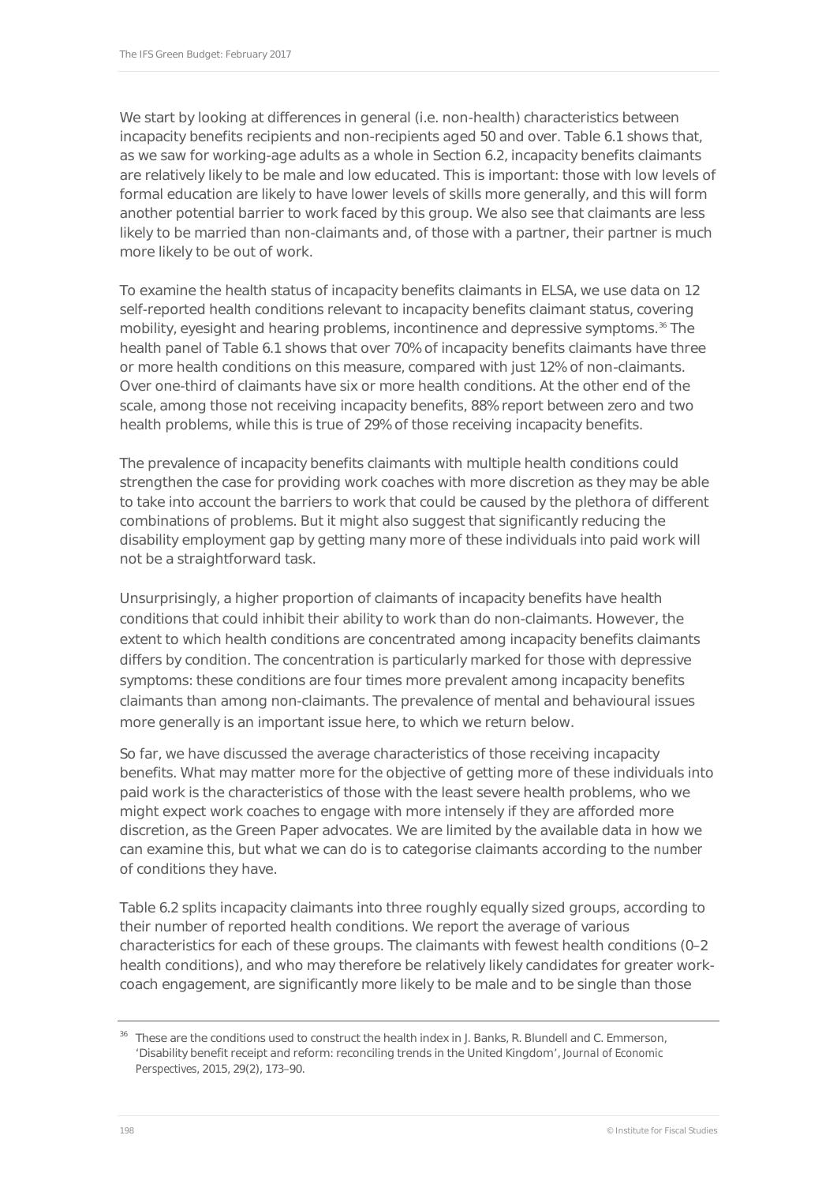We start by looking at differences in general (i.e. non-health) characteristics between incapacity benefits recipients and non-recipients aged 50 and over. Table 6.1 shows that, as we saw for working-age adults as a whole in Section 6.2, incapacity benefits claimants are relatively likely to be male and low educated. This is important: those with low levels of formal education are likely to have lower levels of skills more generally, and this will form another potential barrier to work faced by this group. We also see that claimants are less likely to be married than non-claimants and, of those with a partner, their partner is much more likely to be out of work.

To examine the health status of incapacity benefits claimants in ELSA, we use data on 12 self-reported health conditions relevant to incapacity benefits claimant status, covering mobility, eyesight and hearing problems, incontinence and depressive symptoms.[36] The health panel of Table 6.1 shows that over 70% of incapacity benefits claimants have three or more health conditions on this measure, compared with just 12% of non-claimants. Over one-third of claimants have six or more health conditions. At the other end of the scale, among those not receiving incapacity benefits, 88% report between zero and two health problems, while this is true of 29% of those receiving incapacity benefits.

The prevalence of incapacity benefits claimants with multiple health conditions could strengthen the case for providing work coaches with more discretion as they may be able to take into account the barriers to work that could be caused by the plethora of different combinations of problems. But it might also suggest that significantly reducing the disability employment gap by getting many more of these individuals into paid work will not be a straightforward task.

Unsurprisingly, a higher proportion of claimants of incapacity benefits have health conditions that could inhibit their ability to work than do non-claimants. However, the extent to which health conditions are concentrated among incapacity benefits claimants differs by condition. The concentration is particularly marked for those with depressive symptoms: these conditions are four times more prevalent among incapacity benefits claimants than among non-claimants. The prevalence of mental and behavioural issues more generally is an important issue here, to which we return below.

So far, we have discussed the average characteristics of those receiving incapacity benefits. What may matter more for the objective of getting more of these individuals into paid work is the characteristics of those with the least severe health problems, who we might expect work coaches to engage with more intensely if they are afforded more discretion, as the Green Paper advocates. We are limited by the available data in how we can examine this, but what we can do is to categorise claimants according to the *number* of conditions they have.

Table 6.2 splits incapacity claimants into three roughly equally sized groups, according to their number of reported health conditions. We report the average of various characteristics for each of these groups. The claimants with fewest health conditions (0–2 health conditions), and who may therefore be relatively likely candidates for greater work-coach engagement, are significantly more likely to be male and to be single than those

---

[36] These are the conditions used to construct the health index in J. Banks, R. Blundell and C. Emmerson, 'Disability benefit receipt and reform: reconciling trends in the United Kingdom', *Journal of Economic Perspectives*, 2015, 29(2), 173–90.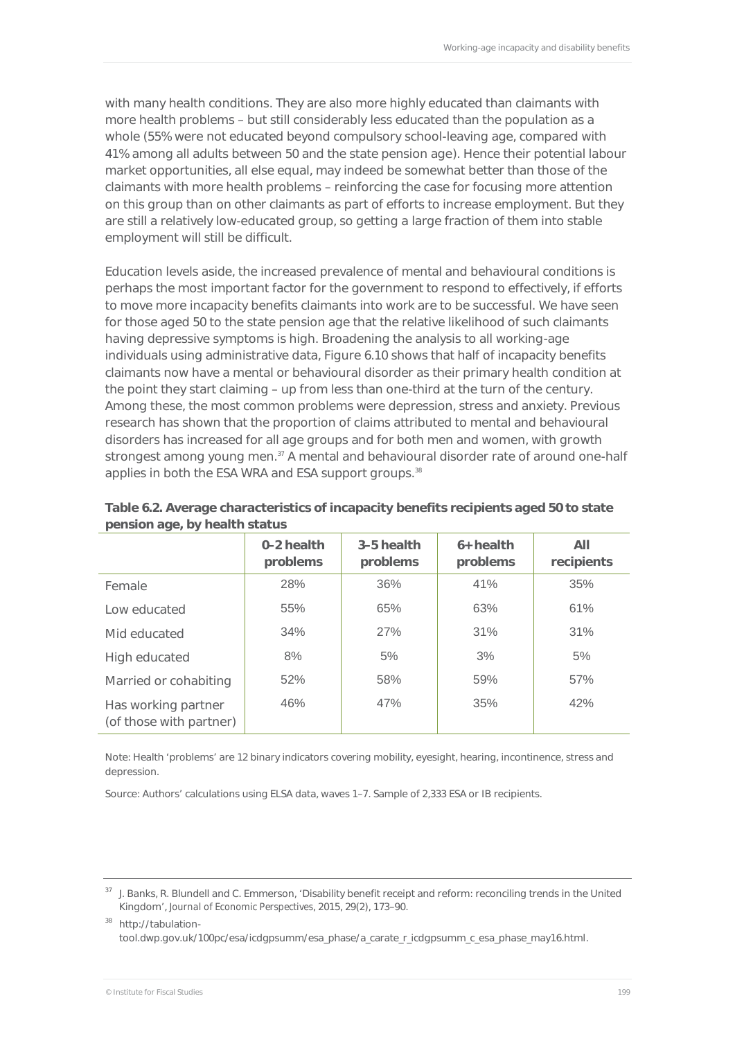with many health conditions. They are also more highly educated than claimants with more health problems – but still considerably less educated than the population as a whole (55% were not educated beyond compulsory school-leaving age, compared with 41% among all adults between 50 and the state pension age). Hence their potential labour market opportunities, all else equal, may indeed be somewhat better than those of the claimants with more health problems – reinforcing the case for focusing more attention on this group than on other claimants as part of efforts to increase employment. But they are still a relatively low-educated group, so getting a large fraction of them into stable employment will still be difficult.

Education levels aside, the increased prevalence of mental and behavioural conditions is perhaps the most important factor for the government to respond to effectively, if efforts to move more incapacity benefits claimants into work are to be successful. We have seen for those aged 50 to the state pension age that the relative likelihood of such claimants having depressive symptoms is high. Broadening the analysis to all working-age individuals using administrative data, Figure 6.10 shows that half of incapacity benefits claimants now have a mental or behavioural disorder as their primary health condition at the point they start claiming – up from less than one-third at the turn of the century. Among these, the most common problems were depression, stress and anxiety. Previous research has shown that the proportion of claims attributed to mental and behavioural disorders has increased for all age groups and for both men and women, with growth strongest among young men.[37] A mental and behavioural disorder rate of around one-half applies in both the ESA WRA and ESA support groups.[38]

**Table 6.2. Average characteristics of incapacity benefits recipients aged 50 to state pension age, by health status**

| | 0–2 health problems | 3–5 health problems | 6+ health problems | All recipients |
|---|---|---|---|---|
| Female | 28% | 36% | 41% | 35% |
| Low educated | 55% | 65% | 63% | 61% |
| Mid educated | 34% | 27% | 31% | 31% |
| High educated | 8% | 5% | 3% | 5% |
| Married or cohabiting | 52% | 58% | 59% | 57% |
| Has working partner (of those with partner) | 46% | 47% | 35% | 42% |

Note: Health 'problems' are 12 binary indicators covering mobility, eyesight, hearing, incontinence, stress and depression.

Source: Authors' calculations using ELSA data, waves 1–7. Sample of 2,333 ESA or IB recipients.

[37] J. Banks, R. Blundell and C. Emmerson, 'Disability benefit receipt and reform: reconciling trends in the United Kingdom', *Journal of Economic Perspectives*, 2015, 29(2), 173–90.

[38] http://tabulation-tool.dwp.gov.uk/100pc/esa/icdgpsumm/esa_phase/a_carate_r_icdgpsumm_c_esa_phase_may16.html.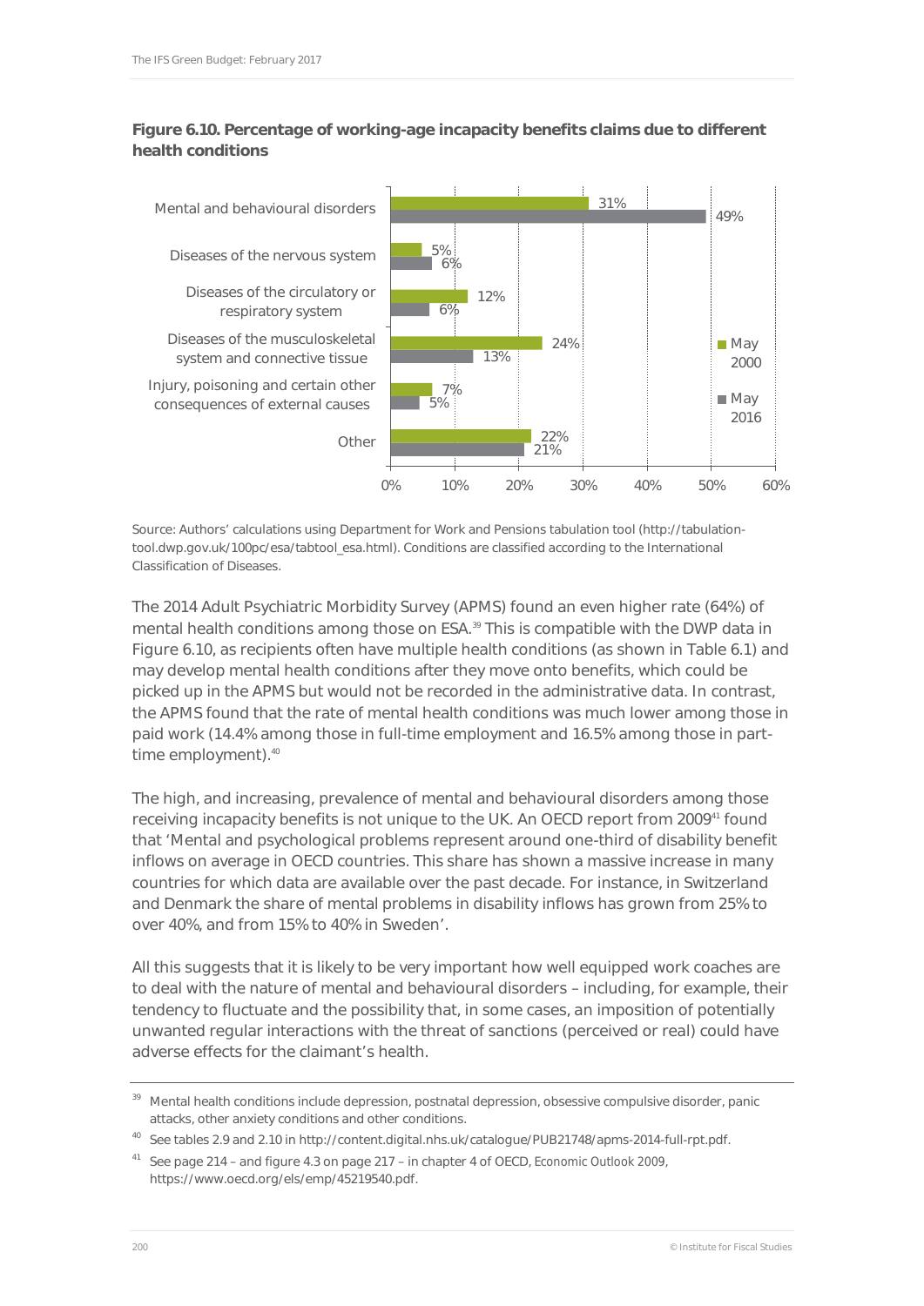**Figure 6.10. Percentage of working-age incapacity benefits claims due to different health conditions**

| Health condition | May 2000 | May 2016 |
|---|---|---|
| Mental and behavioural disorders | 31% | 49% |
| Diseases of the nervous system | 5% | 6% |
| Diseases of the circulatory or respiratory system | 12% | 6% |
| Diseases of the musculoskeletal system and connective tissue | 24% | 13% |
| Injury, poisoning and certain other consequences of external causes | 7% | 5% |
| Other | 22% | 21% |

Source: Authors' calculations using Department for Work and Pensions tabulation tool (http://tabulation-tool.dwp.gov.uk/100pc/esa/tabtool_esa.html). Conditions are classified according to the International Classification of Diseases.

The 2014 Adult Psychiatric Morbidity Survey (APMS) found an even higher rate (64%) of mental health conditions among those on ESA.[39] This is compatible with the DWP data in Figure 6.10, as recipients often have multiple health conditions (as shown in Table 6.1) and may develop mental health conditions after they move onto benefits, which could be picked up in the APMS but would not be recorded in the administrative data. In contrast, the APMS found that the rate of mental health conditions was much lower among those in paid work (14.4% among those in full-time employment and 16.5% among those in part-time employment).[40]

The high, and increasing, prevalence of mental and behavioural disorders among those receiving incapacity benefits is not unique to the UK. An OECD report from 2009[41] found that 'Mental and psychological problems represent around one-third of disability benefit inflows on average in OECD countries. This share has shown a massive increase in many countries for which data are available over the past decade. For instance, in Switzerland and Denmark the share of mental problems in disability inflows has grown from 25% to over 40%, and from 15% to 40% in Sweden'.

All this suggests that it is likely to be very important how well equipped work coaches are to deal with the nature of mental and behavioural disorders – including, for example, their tendency to fluctuate and the possibility that, in some cases, an imposition of potentially unwanted regular interactions with the threat of sanctions (perceived or real) could have adverse effects for the claimant's health.

---

[39] Mental health conditions include depression, postnatal depression, obsessive compulsive disorder, panic attacks, other anxiety conditions and other conditions.

[40] See tables 2.9 and 2.10 in http://content.digital.nhs.uk/catalogue/PUB21748/apms-2014-full-rpt.pdf.

[41] See page 214 – and figure 4.3 on page 217 – in chapter 4 of OECD, *Economic Outlook 2009*, https://www.oecd.org/els/emp/45219540.pdf.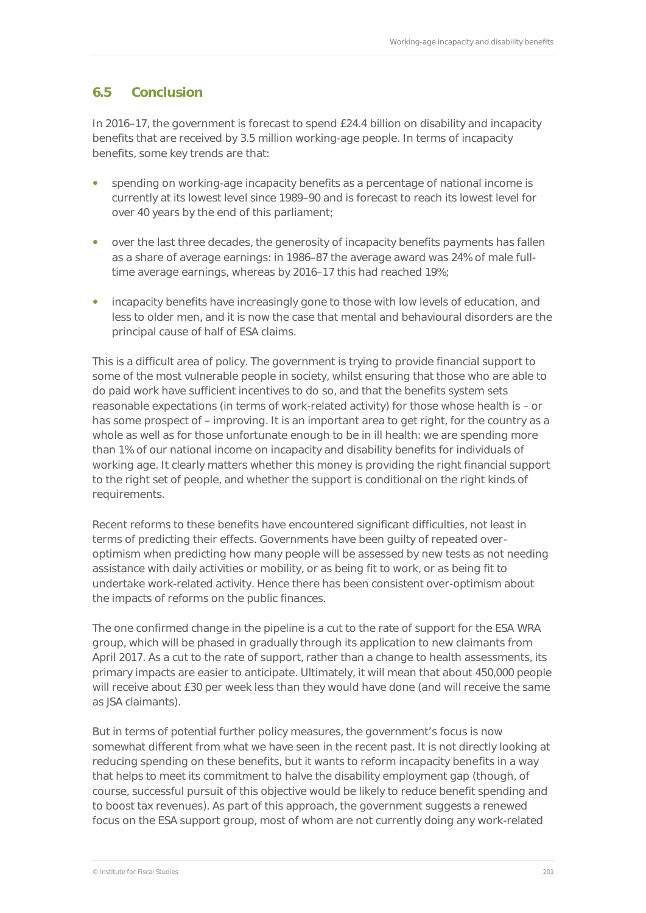## 6.5 Conclusion

In 2016–17, the government is forecast to spend £24.4 billion on disability and incapacity benefits that are received by 3.5 million working-age people. In terms of incapacity benefits, some key trends are that:

- spending on working-age incapacity benefits as a percentage of national income is currently at its lowest level since 1989–90 and is forecast to reach its lowest level for over 40 years by the end of this parliament;
- over the last three decades, the generosity of incapacity benefits payments has fallen as a share of average earnings: in 1986–87 the average award was 24% of male full-time average earnings, whereas by 2016–17 this had reached 19%;
- incapacity benefits have increasingly gone to those with low levels of education, and less to older men, and it is now the case that mental and behavioural disorders are the principal cause of half of ESA claims.

This is a difficult area of policy. The government is trying to provide financial support to some of the most vulnerable people in society, whilst ensuring that those who are able to do paid work have sufficient incentives to do so, and that the benefits system sets reasonable expectations (in terms of work-related activity) for those whose health is – or has some prospect of – improving. It is an important area to get right, for the country as a whole as well as for those unfortunate enough to be in ill health: we are spending more than 1% of our national income on incapacity and disability benefits for individuals of working age. It clearly matters whether this money is providing the right financial support to the right set of people, and whether the support is conditional on the right kinds of requirements.

Recent reforms to these benefits have encountered significant difficulties, not least in terms of predicting their effects. Governments have been guilty of repeated over-optimism when predicting how many people will be assessed by new tests as not needing assistance with daily activities or mobility, or as being fit to work, or as being fit to undertake work-related activity. Hence there has been consistent over-optimism about the impacts of reforms on the public finances.

The one confirmed change in the pipeline is a cut to the rate of support for the ESA WRA group, which will be phased in gradually through its application to new claimants from April 2017. As a cut to the rate of support, rather than a change to health assessments, its primary impacts are easier to anticipate. Ultimately, it will mean that about 450,000 people will receive about £30 per week less than they would have done (and will receive the same as JSA claimants).

But in terms of potential further policy measures, the government's focus is now somewhat different from what we have seen in the recent past. It is not directly looking at reducing spending on these benefits, but it wants to reform incapacity benefits in a way that helps to meet its commitment to halve the disability employment gap (though, of course, successful pursuit of this objective would be likely to reduce benefit spending and to boost tax revenues). As part of this approach, the government suggests a renewed focus on the ESA support group, most of whom are not currently doing any work-related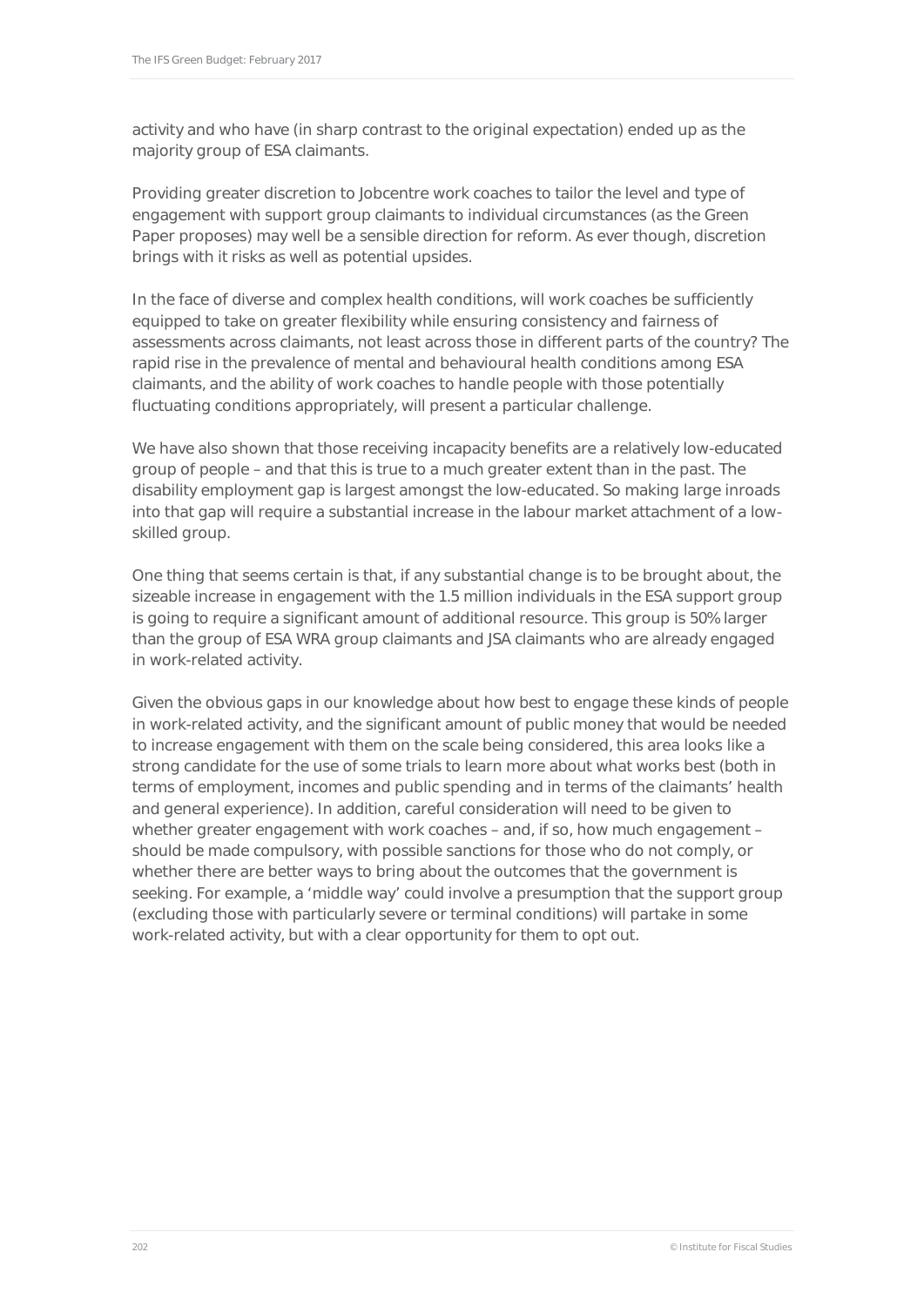activity and who have (in sharp contrast to the original expectation) ended up as the majority group of ESA claimants.

Providing greater discretion to Jobcentre work coaches to tailor the level and type of engagement with support group claimants to individual circumstances (as the Green Paper proposes) may well be a sensible direction for reform. As ever though, discretion brings with it risks as well as potential upsides.

In the face of diverse and complex health conditions, will work coaches be sufficiently equipped to take on greater flexibility while ensuring consistency and fairness of assessments across claimants, not least across those in different parts of the country? The rapid rise in the prevalence of mental and behavioural health conditions among ESA claimants, and the ability of work coaches to handle people with those potentially fluctuating conditions appropriately, will present a particular challenge.

We have also shown that those receiving incapacity benefits are a relatively low-educated group of people – and that this is true to a much greater extent than in the past. The disability employment gap is largest amongst the low-educated. So making large inroads into that gap will require a substantial increase in the labour market attachment of a low-skilled group.

One thing that seems certain is that, if any substantial change is to be brought about, the sizeable increase in engagement with the 1.5 million individuals in the ESA support group is going to require a significant amount of additional resource. This group is 50% larger than the group of ESA WRA group claimants and JSA claimants who are already engaged in work-related activity.

Given the obvious gaps in our knowledge about how best to engage these kinds of people in work-related activity, and the significant amount of public money that would be needed to increase engagement with them on the scale being considered, this area looks like a strong candidate for the use of some trials to learn more about what works best (both in terms of employment, incomes and public spending and in terms of the claimants' health and general experience). In addition, careful consideration will need to be given to whether greater engagement with work coaches – and, if so, how much engagement – should be made compulsory, with possible sanctions for those who do not comply, or whether there are better ways to bring about the outcomes that the government is seeking. For example, a 'middle way' could involve a presumption that the support group (excluding those with particularly severe or terminal conditions) will partake in some work-related activity, but with a clear opportunity for them to opt out.